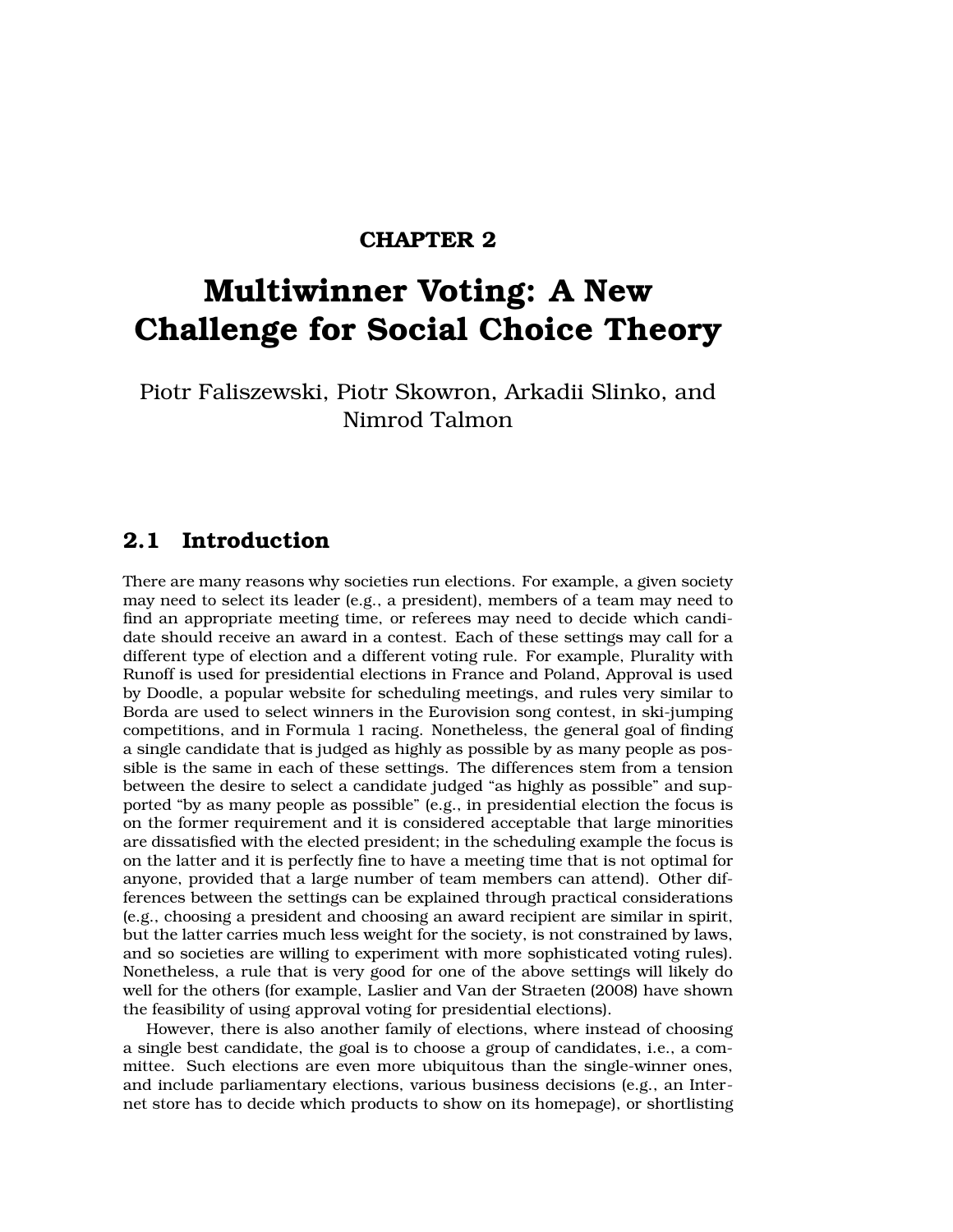CHAPTER 2

# Multiwinner Voting: A New Challenge for Social Choice Theory

Piotr Faliszewski, Piotr Skowron, Arkadii Slinko, and Nimrod Talmon

## 2.1 Introduction

There are many reasons why societies run elections. For example, a given society may need to select its leader (e.g., a president), members of a team may need to find an appropriate meeting time, or referees may need to decide which candidate should receive an award in a contest. Each of these settings may call for a different type of election and a different voting rule. For example, Plurality with Runoff is used for presidential elections in France and Poland, Approval is used by Doodle, a popular website for scheduling meetings, and rules very similar to Borda are used to select winners in the Eurovision song contest, in ski-jumping competitions, and in Formula 1 racing. Nonetheless, the general goal of finding a single candidate that is judged as highly as possible by as many people as possible is the same in each of these settings. The differences stem from a tension between the desire to select a candidate judged "as highly as possible" and supported "by as many people as possible" (e.g., in presidential election the focus is on the former requirement and it is considered acceptable that large minorities are dissatisfied with the elected president; in the scheduling example the focus is on the latter and it is perfectly fine to have a meeting time that is not optimal for anyone, provided that a large number of team members can attend). Other differences between the settings can be explained through practical considerations (e.g., choosing a president and choosing an award recipient are similar in spirit, but the latter carries much less weight for the society, is not constrained by laws, and so societies are willing to experiment with more sophisticated voting rules). Nonetheless, a rule that is very good for one of the above settings will likely do well for the others (for example, Laslier and Van der Straeten (2008) have shown the feasibility of using approval voting for presidential elections).

However, there is also another family of elections, where instead of choosing a single best candidate, the goal is to choose a group of candidates, i.e., a committee. Such elections are even more ubiquitous than the single-winner ones, and include parliamentary elections, various business decisions (e.g., an Internet store has to decide which products to show on its homepage), or shortlisting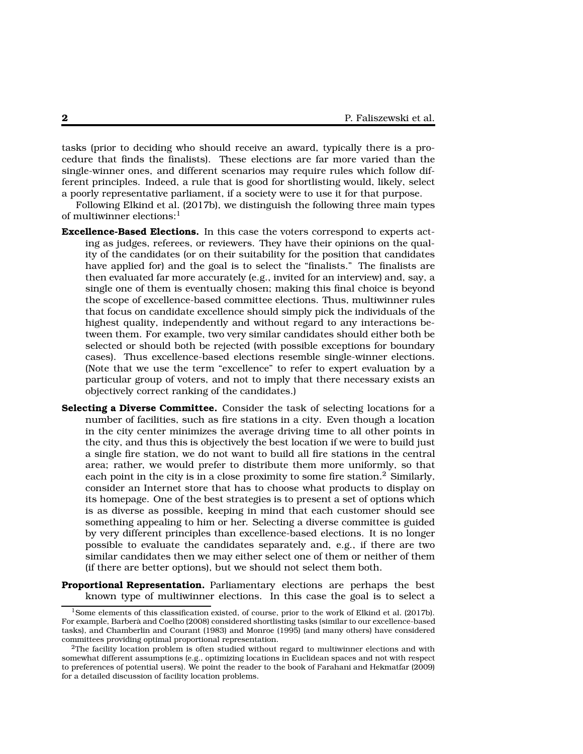tasks (prior to deciding who should receive an award, typically there is a procedure that finds the finalists). These elections are far more varied than the single-winner ones, and different scenarios may require rules which follow different principles. Indeed, a rule that is good for shortlisting would, likely, select a poorly representative parliament, if a society were to use it for that purpose.

Following Elkind et al. (2017b), we distinguish the following three main types of multiwinner elections:[1]

**Excellence-Based Elections.** In this case the voters correspond to experts acting as judges, referees, or reviewers. They have their opinions on the quality of the candidates (or on their suitability for the position that candidates have applied for) and the goal is to select the "finalists." The finalists are then evaluated far more accurately (e.g., invited for an interview) and, say, a single one of them is eventually chosen; making this final choice is beyond the scope of excellence-based committee elections. Thus, multiwinner rules that focus on candidate excellence should simply pick the individuals of the highest quality, independently and without regard to any interactions between them. For example, two very similar candidates should either both be selected or should both be rejected (with possible exceptions for boundary cases). Thus excellence-based elections resemble single-winner elections. (Note that we use the term "excellence" to refer to expert evaluation by a particular group of voters, and not to imply that there necessary exists an objectively correct ranking of the candidates.)

**Selecting a Diverse Committee.** Consider the task of selecting locations for a number of facilities, such as fire stations in a city. Even though a location in the city center minimizes the average driving time to all other points in the city, and thus this is objectively the best location if we were to build just a single fire station, we do not want to build all fire stations in the central area; rather, we would prefer to distribute them more uniformly, so that each point in the city is in a close proximity to some fire station.[2] Similarly, consider an Internet store that has to choose what products to display on its homepage. One of the best strategies is to present a set of options which is as diverse as possible, keeping in mind that each customer should see something appealing to him or her. Selecting a diverse committee is guided by very different principles than excellence-based elections. It is no longer possible to evaluate the candidates separately and, e.g., if there are two similar candidates then we may either select one of them or neither of them (if there are better options), but we should not select them both.

**Proportional Representation.** Parliamentary elections are perhaps the best known type of multiwinner elections. In this case the goal is to select a

[1] Some elements of this classification existed, of course, prior to the work of Elkind et al. (2017b). For example, Barberà and Coelho (2008) considered shortlisting tasks (similar to our excellence-based tasks), and Chamberlin and Courant (1983) and Monroe (1995) (and many others) have considered committees providing optimal proportional representation.

[2] The facility location problem is often studied without regard to multiwinner elections and with somewhat different assumptions (e.g., optimizing locations in Euclidean spaces and not with respect to preferences of potential users). We point the reader to the book of Farahani and Hekmatfar (2009) for a detailed discussion of facility location problems.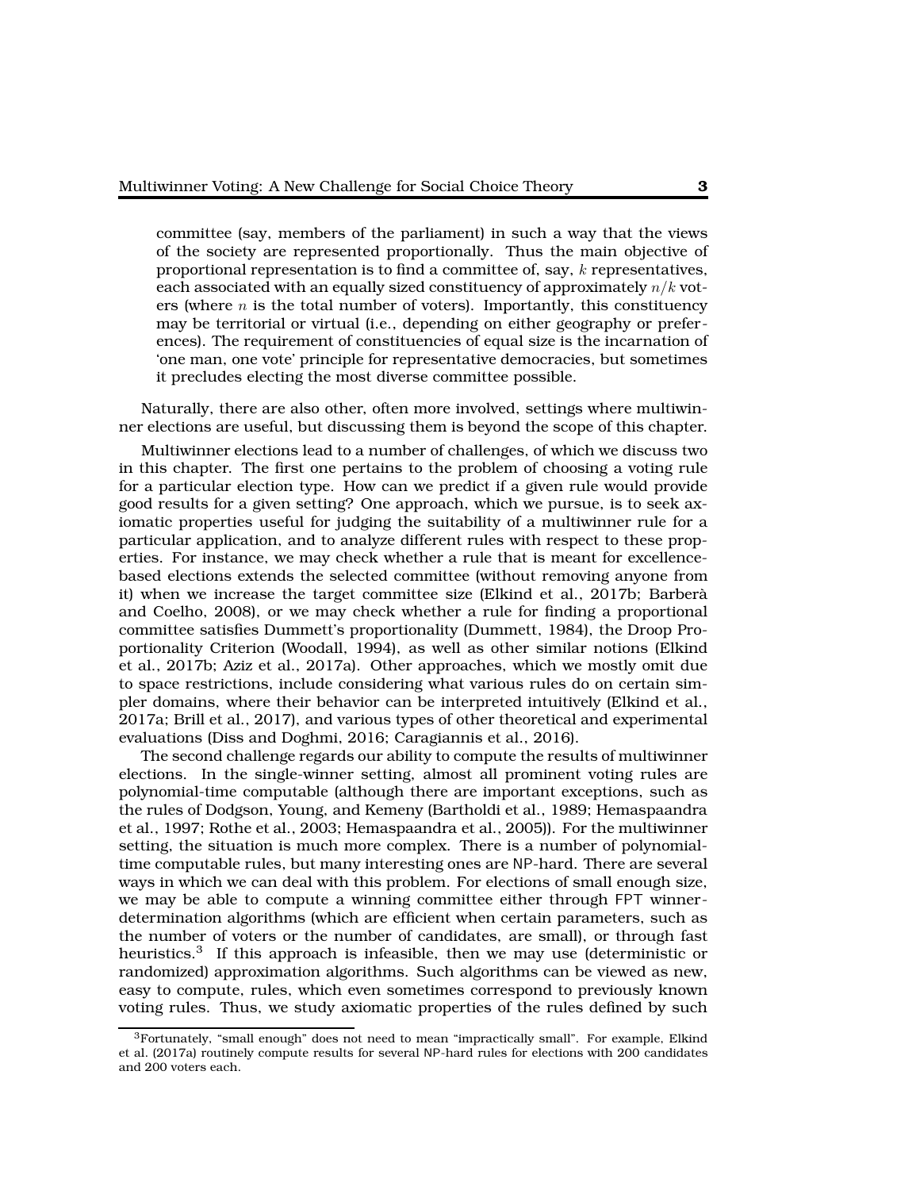committee (say, members of the parliament) in such a way that the views of the society are represented proportionally. Thus the main objective of proportional representation is to find a committee of, say, $k$ representatives, each associated with an equally sized constituency of approximately $n/k$ voters (where $n$ is the total number of voters). Importantly, this constituency may be territorial or virtual (i.e., depending on either geography or preferences). The requirement of constituencies of equal size is the incarnation of 'one man, one vote' principle for representative democracies, but sometimes it precludes electing the most diverse committee possible.

Naturally, there are also other, often more involved, settings where multiwinner elections are useful, but discussing them is beyond the scope of this chapter.

Multiwinner elections lead to a number of challenges, of which we discuss two in this chapter. The first one pertains to the problem of choosing a voting rule for a particular election type. How can we predict if a given rule would provide good results for a given setting? One approach, which we pursue, is to seek axiomatic properties useful for judging the suitability of a multiwinner rule for a particular application, and to analyze different rules with respect to these properties. For instance, we may check whether a rule that is meant for excellence-based elections extends the selected committee (without removing anyone from it) when we increase the target committee size (Elkind et al., 2017b; Barberà and Coelho, 2008), or we may check whether a rule for finding a proportional committee satisfies Dummett's proportionality (Dummett, 1984), the Droop Proportionality Criterion (Woodall, 1994), as well as other similar notions (Elkind et al., 2017b; Aziz et al., 2017a). Other approaches, which we mostly omit due to space restrictions, include considering what various rules do on certain simpler domains, where their behavior can be interpreted intuitively (Elkind et al., 2017a; Brill et al., 2017), and various types of other theoretical and experimental evaluations (Diss and Doghmi, 2016; Caragiannis et al., 2016).

The second challenge regards our ability to compute the results of multiwinner elections. In the single-winner setting, almost all prominent voting rules are polynomial-time computable (although there are important exceptions, such as the rules of Dodgson, Young, and Kemeny (Bartholdi et al., 1989; Hemaspaandra et al., 1997; Rothe et al., 2003; Hemaspaandra et al., 2005)). For the multiwinner setting, the situation is much more complex. There is a number of polynomial-time computable rules, but many interesting ones are NP-hard. There are several ways in which we can deal with this problem. For elections of small enough size, we may be able to compute a winning committee either through FPT winner-determination algorithms (which are efficient when certain parameters, such as the number of voters or the number of candidates, are small), or through fast heuristics.[3] If this approach is infeasible, then we may use (deterministic or randomized) approximation algorithms. Such algorithms can be viewed as new, easy to compute, rules, which even sometimes correspond to previously known voting rules. Thus, we study axiomatic properties of the rules defined by such

[3] Fortunately, "small enough" does not need to mean "impractically small". For example, Elkind et al. (2017a) routinely compute results for several NP-hard rules for elections with 200 candidates and 200 voters each.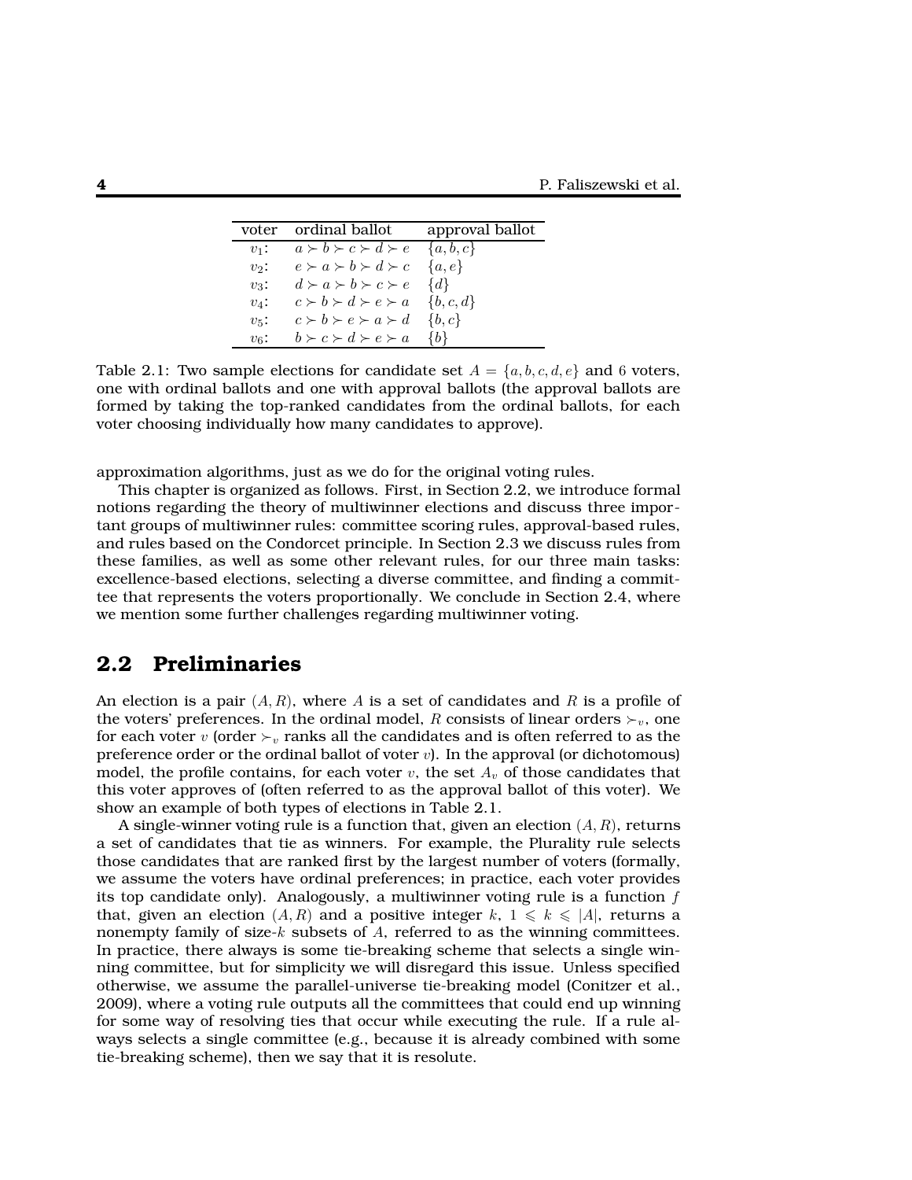| voter | ordinal ballot | approval ballot |
|---|---|---|
| $v_1$: | $a \succ b \succ c \succ d \succ e$ | $\{a, b, c\}$ |
| $v_2$: | $e \succ a \succ b \succ d \succ c$ | $\{a, e\}$ |
| $v_3$: | $d \succ a \succ b \succ c \succ e$ | $\{d\}$ |
| $v_4$: | $c \succ b \succ d \succ e \succ a$ | $\{b, c, d\}$ |
| $v_5$: | $c \succ b \succ e \succ a \succ d$ | $\{b, c\}$ |
| $v_6$: | $b \succ c \succ d \succ e \succ a$ | $\{b\}$ |

Table 2.1: Two sample elections for candidate set $A = \{a, b, c, d, e\}$ and 6 voters, one with ordinal ballots and one with approval ballots (the approval ballots are formed by taking the top-ranked candidates from the ordinal ballots, for each voter choosing individually how many candidates to approve).

approximation algorithms, just as we do for the original voting rules.

This chapter is organized as follows. First, in Section 2.2, we introduce formal notions regarding the theory of multiwinner elections and discuss three important groups of multiwinner rules: committee scoring rules, approval-based rules, and rules based on the Condorcet principle. In Section 2.3 we discuss rules from these families, as well as some other relevant rules, for our three main tasks: excellence-based elections, selecting a diverse committee, and finding a committee that represents the voters proportionally. We conclude in Section 2.4, where we mention some further challenges regarding multiwinner voting.

## 2.2 Preliminaries

An election is a pair $(A, R)$, where $A$ is a set of candidates and $R$ is a profile of the voters' preferences. In the ordinal model, $R$ consists of linear orders $\succ_v$, one for each voter $v$ (order $\succ_v$ ranks all the candidates and is often referred to as the preference order or the ordinal ballot of voter $v$). In the approval (or dichotomous) model, the profile contains, for each voter $v$, the set $A_v$ of those candidates that this voter approves of (often referred to as the approval ballot of this voter). We show an example of both types of elections in Table 2.1.

A single-winner voting rule is a function that, given an election $(A, R)$, returns a set of candidates that tie as winners. For example, the Plurality rule selects those candidates that are ranked first by the largest number of voters (formally, we assume the voters have ordinal preferences; in practice, each voter provides its top candidate only). Analogously, a multiwinner voting rule is a function $f$ that, given an election $(A, R)$ and a positive integer $k$, $1 \leqslant k \leqslant |A|$, returns a nonempty family of size-$k$ subsets of $A$, referred to as the winning committees. In practice, there always is some tie-breaking scheme that selects a single winning committee, but for simplicity we will disregard this issue. Unless specified otherwise, we assume the parallel-universe tie-breaking model (Conitzer et al., 2009), where a voting rule outputs all the committees that could end up winning for some way of resolving ties that occur while executing the rule. If a rule always selects a single committee (e.g., because it is already combined with some tie-breaking scheme), then we say that it is resolute.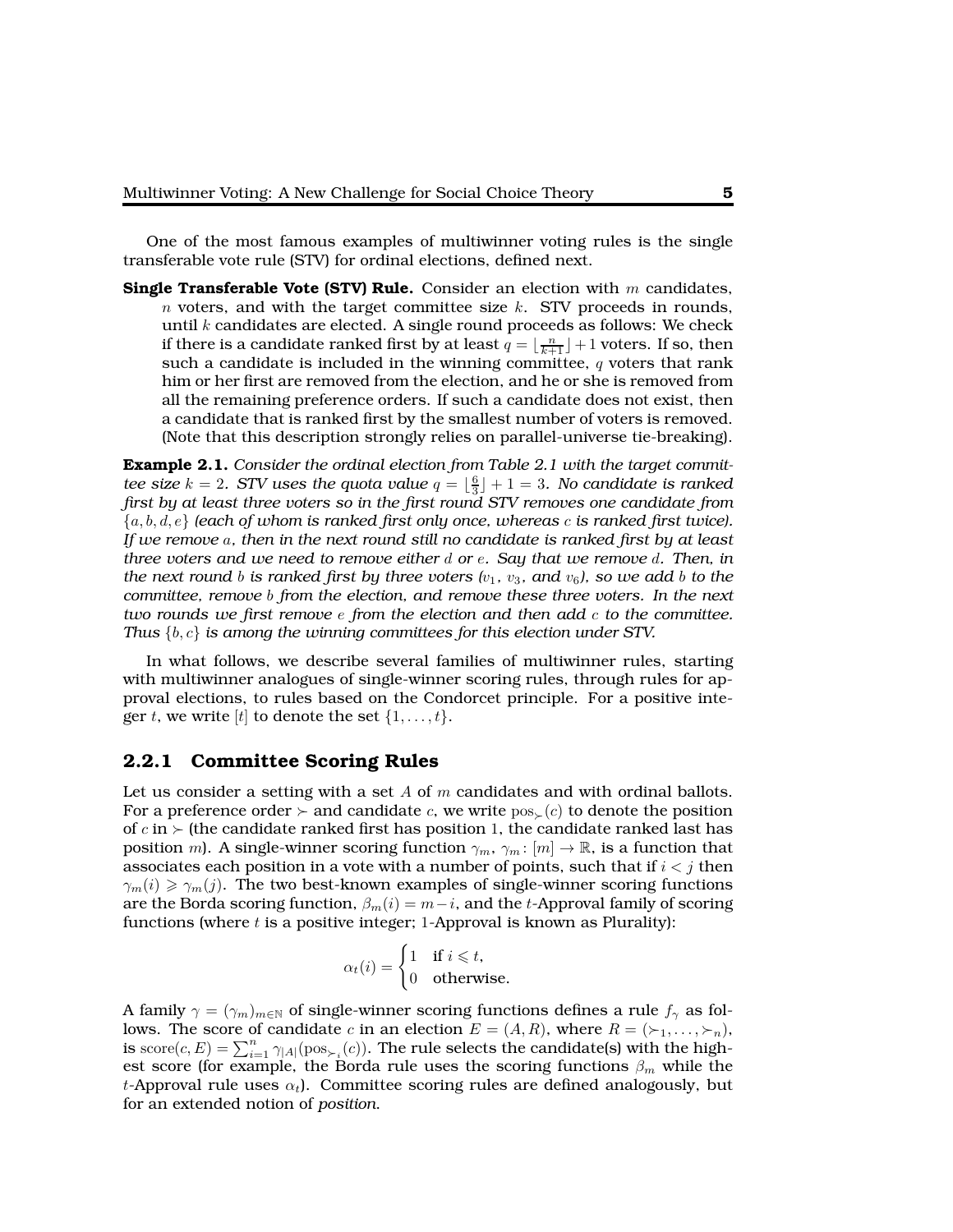One of the most famous examples of multiwinner voting rules is the single transferable vote rule (STV) for ordinal elections, defined next.

**Single Transferable Vote (STV) Rule.** Consider an election with $m$ candidates, $n$ voters, and with the target committee size $k$. STV proceeds in rounds, until $k$ candidates are elected. A single round proceeds as follows: We check if there is a candidate ranked first by at least $q = \lfloor \frac{n}{k+1} \rfloor + 1$ voters. If so, then such a candidate is included in the winning committee, $q$ voters that rank him or her first are removed from the election, and he or she is removed from all the remaining preference orders. If such a candidate does not exist, then a candidate that is ranked first by the smallest number of voters is removed. (Note that this description strongly relies on parallel-universe tie-breaking).

**Example 2.1.** *Consider the ordinal election from Table 2.1 with the target committee size $k = 2$. STV uses the quota value $q = \lfloor \frac{6}{3} \rfloor + 1 = 3$. No candidate is ranked first by at least three voters so in the first round STV removes one candidate from $\{a, b, d, e\}$ (each of whom is ranked first only once, whereas $c$ is ranked first twice). If we remove $a$, then in the next round still no candidate is ranked first by at least three voters and we need to remove either $d$ or $e$. Say that we remove $d$. Then, in the next round $b$ is ranked first by three voters ($v_1$, $v_3$, and $v_6$), so we add $b$ to the committee, remove $b$ from the election, and remove these three voters. In the next two rounds we first remove $e$ from the election and then add $c$ to the committee. Thus $\{b, c\}$ is among the winning committees for this election under STV.*

In what follows, we describe several families of multiwinner rules, starting with multiwinner analogues of single-winner scoring rules, through rules for approval elections, to rules based on the Condorcet principle. For a positive integer $t$, we write $[t]$ to denote the set $\{1, \ldots, t\}$.

### 2.2.1 Committee Scoring Rules

Let us consider a setting with a set $A$ of $m$ candidates and with ordinal ballots. For a preference order $\succ$ and candidate $c$, we write $\mathrm{pos}_{\succ}(c)$ to denote the position of $c$ in $\succ$ (the candidate ranked first has position 1, the candidate ranked last has position $m$). A single-winner scoring function $\gamma_m$, $\gamma_m \colon [m] \to \mathbb{R}$, is a function that associates each position in a vote with a number of points, such that if $i < j$ then $\gamma_m(i) \geqslant \gamma_m(j)$. The two best-known examples of single-winner scoring functions are the Borda scoring function, $\beta_m(i) = m - i$, and the $t$-Approval family of scoring functions (where $t$ is a positive integer; 1-Approval is known as Plurality):

$$\alpha_t(i) = \begin{cases} 1 & \text{if } i \leqslant t, \\ 0 & \text{otherwise.} \end{cases}$$

A family $\gamma = (\gamma_m)_{m \in \mathbb{N}}$ of single-winner scoring functions defines a rule $f_\gamma$ as follows. The score of candidate $c$ in an election $E = (A, R)$, where $R = (\succ_1, \ldots, \succ_n)$, is $\mathrm{score}(c, E) = \sum_{i=1}^{n} \gamma_{|A|}(\mathrm{pos}_{\succ_i}(c))$. The rule selects the candidate(s) with the highest score (for example, the Borda rule uses the scoring functions $\beta_m$ while the $t$-Approval rule uses $\alpha_t$). Committee scoring rules are defined analogously, but for an extended notion of *position*.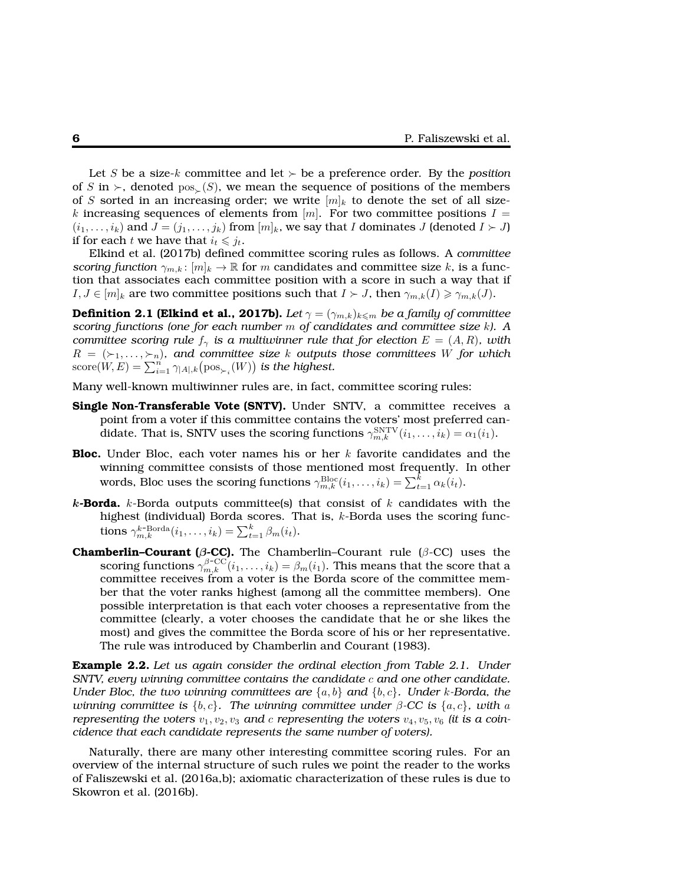Let $S$ be a size-$k$ committee and let $\succ$ be a preference order. By the *position* of $S$ in $\succ$, denoted $\mathrm{pos}_{\succ}(S)$, we mean the sequence of positions of the members of $S$ sorted in an increasing order; we write $[m]_k$ to denote the set of all size-$k$ increasing sequences of elements from $[m]$. For two committee positions $I = (i_1, \ldots, i_k)$ and $J = (j_1, \ldots, j_k)$ from $[m]_k$, we say that $I$ dominates $J$ (denoted $I \succ J$) if for each $t$ we have that $i_t \leqslant j_t$.

Elkind et al. (2017b) defined committee scoring rules as follows. A *committee scoring function* $\gamma_{m,k} \colon [m]_k \to \mathbb{R}$ for $m$ candidates and committee size $k$, is a function that associates each committee position with a score in such a way that if $I, J \in [m]_k$ are two committee positions such that $I \succ J$, then $\gamma_{m,k}(I) \geqslant \gamma_{m,k}(J)$.

**Definition 2.1 (Elkind et al., 2017b).** *Let $\gamma = (\gamma_{m,k})_{k \leqslant m}$ be a family of committee scoring functions (one for each number $m$ of candidates and committee size $k$). A committee scoring rule $f_\gamma$ is a multiwinner rule that for election $E = (A, R)$, with $R = (\succ_1, \ldots, \succ_n)$, and committee size $k$ outputs those committees $W$ for which $\mathrm{score}(W, E) = \sum_{i=1}^{n} \gamma_{|A|,k}\big(\mathrm{pos}_{\succ_i}(W)\big)$ is the highest.*

Many well-known multiwinner rules are, in fact, committee scoring rules:

**Single Non-Transferable Vote (SNTV).** Under SNTV, a committee receives a point from a voter if this committee contains the voters' most preferred candidate. That is, SNTV uses the scoring functions $\gamma_{m,k}^{\mathrm{SNTV}}(i_1, \ldots, i_k) = \alpha_1(i_1)$.

**Bloc.** Under Bloc, each voter names his or her $k$ favorite candidates and the winning committee consists of those mentioned most frequently. In other words, Bloc uses the scoring functions $\gamma_{m,k}^{\mathrm{Bloc}}(i_1, \ldots, i_k) = \sum_{t=1}^{k} \alpha_k(i_t)$.

***k*-Borda.** $k$-Borda outputs committee(s) that consist of $k$ candidates with the highest (individual) Borda scores. That is, $k$-Borda uses the scoring functions $\gamma_{m,k}^{k\text{-Borda}}(i_1, \ldots, i_k) = \sum_{t=1}^{k} \beta_m(i_t)$.

**Chamberlin–Courant ($\beta$-CC).** The Chamberlin–Courant rule ($\beta$-CC) uses the scoring functions $\gamma_{m,k}^{\beta\text{-CC}}(i_1, \ldots, i_k) = \beta_m(i_1)$. This means that the score that a committee receives from a voter is the Borda score of the committee member that the voter ranks highest (among all the committee members). One possible interpretation is that each voter chooses a representative from the committee (clearly, a voter chooses the candidate that he or she likes the most) and gives the committee the Borda score of his or her representative. The rule was introduced by Chamberlin and Courant (1983).

**Example 2.2.** *Let us again consider the ordinal election from Table 2.1. Under SNTV, every winning committee contains the candidate $c$ and one other candidate. Under Bloc, the two winning committees are $\{a, b\}$ and $\{b, c\}$. Under $k$-Borda, the winning committee is $\{b, c\}$. The winning committee under $\beta$-CC is $\{a, c\}$, with $a$ representing the voters $v_1, v_2, v_3$ and $c$ representing the voters $v_4, v_5, v_6$ (it is a coincidence that each candidate represents the same number of voters).*

Naturally, there are many other interesting committee scoring rules. For an overview of the internal structure of such rules we point the reader to the works of Faliszewski et al. (2016a,b); axiomatic characterization of these rules is due to Skowron et al. (2016b).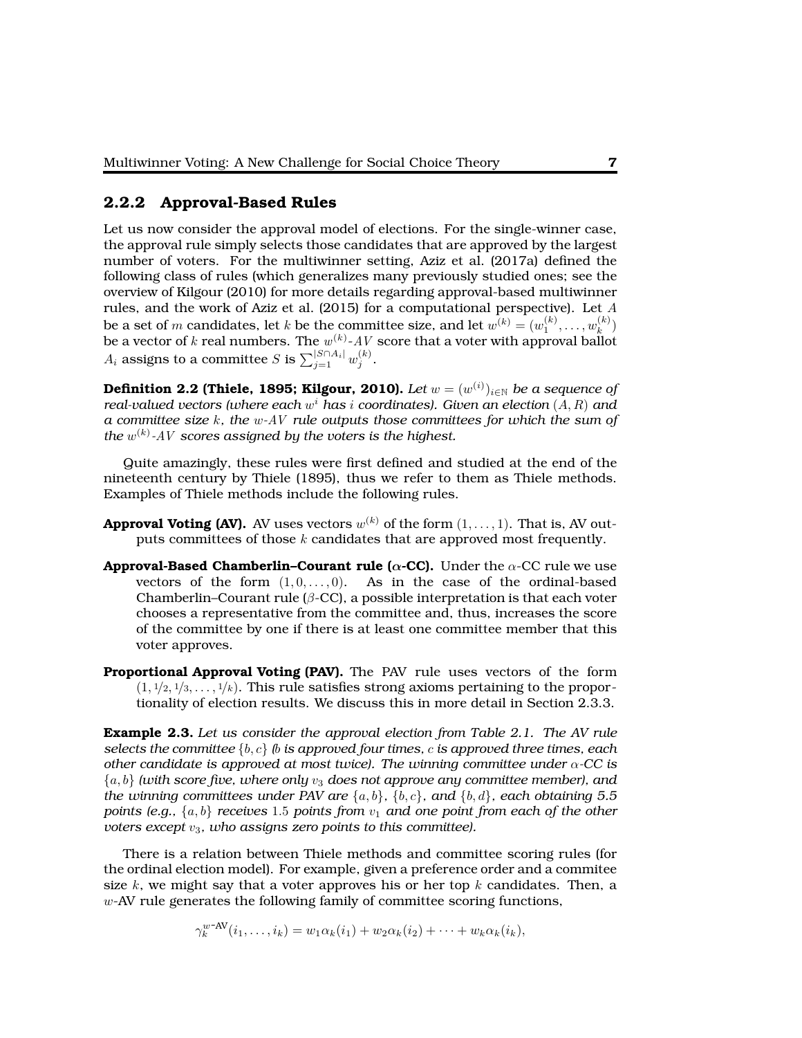### 2.2.2 Approval-Based Rules

Let us now consider the approval model of elections. For the single-winner case, the approval rule simply selects those candidates that are approved by the largest number of voters. For the multiwinner setting, Aziz et al. (2017a) defined the following class of rules (which generalizes many previously studied ones; see the overview of Kilgour (2010) for more details regarding approval-based multiwinner rules, and the work of Aziz et al. (2015) for a computational perspective). Let $A$ be a set of $m$ candidates, let $k$ be the committee size, and let $w^{(k)} = (w_1^{(k)}, \ldots, w_k^{(k)})$ be a vector of $k$ real numbers. The $w^{(k)}$-$AV$ score that a voter with approval ballot $A_i$ assigns to a committee $S$ is $\sum_{j=1}^{|S \cap A_i|} w_j^{(k)}$.

**Definition 2.2 (Thiele, 1895; Kilgour, 2010).** *Let $w = (w^{(i)})_{i \in \mathbb{N}}$ be a sequence of real-valued vectors (where each $w^i$ has $i$ coordinates). Given an election $(A, R)$ and a committee size $k$, the $w$-$AV$ rule outputs those committees for which the sum of the $w^{(k)}$-$AV$ scores assigned by the voters is the highest.*

Quite amazingly, these rules were first defined and studied at the end of the nineteenth century by Thiele (1895), thus we refer to them as Thiele methods. Examples of Thiele methods include the following rules.

**Approval Voting (AV).** AV uses vectors $w^{(k)}$ of the form $(1, \ldots, 1)$. That is, AV outputs committees of those $k$ candidates that are approved most frequently.

**Approval-Based Chamberlin–Courant rule ($\alpha$-CC).** Under the $\alpha$-CC rule we use vectors of the form $(1, 0, \ldots, 0)$. As in the case of the ordinal-based Chamberlin–Courant rule ($\beta$-CC), a possible interpretation is that each voter chooses a representative from the committee and, thus, increases the score of the committee by one if there is at least one committee member that this voter approves.

**Proportional Approval Voting (PAV).** The PAV rule uses vectors of the form $(1, 1/2, 1/3, \ldots, 1/k)$. This rule satisfies strong axioms pertaining to the proportionality of election results. We discuss this in more detail in Section 2.3.3.

**Example 2.3.** *Let us consider the approval election from Table 2.1. The AV rule selects the committee $\{b, c\}$ (b is approved four times, c is approved three times, each other candidate is approved at most twice). The winning committee under $\alpha$-CC is $\{a, b\}$ (with score five, where only $v_3$ does not approve any committee member), and the winning committees under PAV are $\{a, b\}$, $\{b, c\}$, and $\{b, d\}$, each obtaining 5.5 points (e.g., $\{a, b\}$ receives 1.5 points from $v_1$ and one point from each of the other voters except $v_3$, who assigns zero points to this committee).*

There is a relation between Thiele methods and committee scoring rules (for the ordinal election model). For example, given a preference order and a commitee size $k$, we might say that a voter approves his or her top $k$ candidates. Then, a $w$-AV rule generates the following family of committee scoring functions,

$$\gamma_k^{w\text{-AV}}(i_1, \ldots, i_k) = w_1 \alpha_k(i_1) + w_2 \alpha_k(i_2) + \cdots + w_k \alpha_k(i_k),$$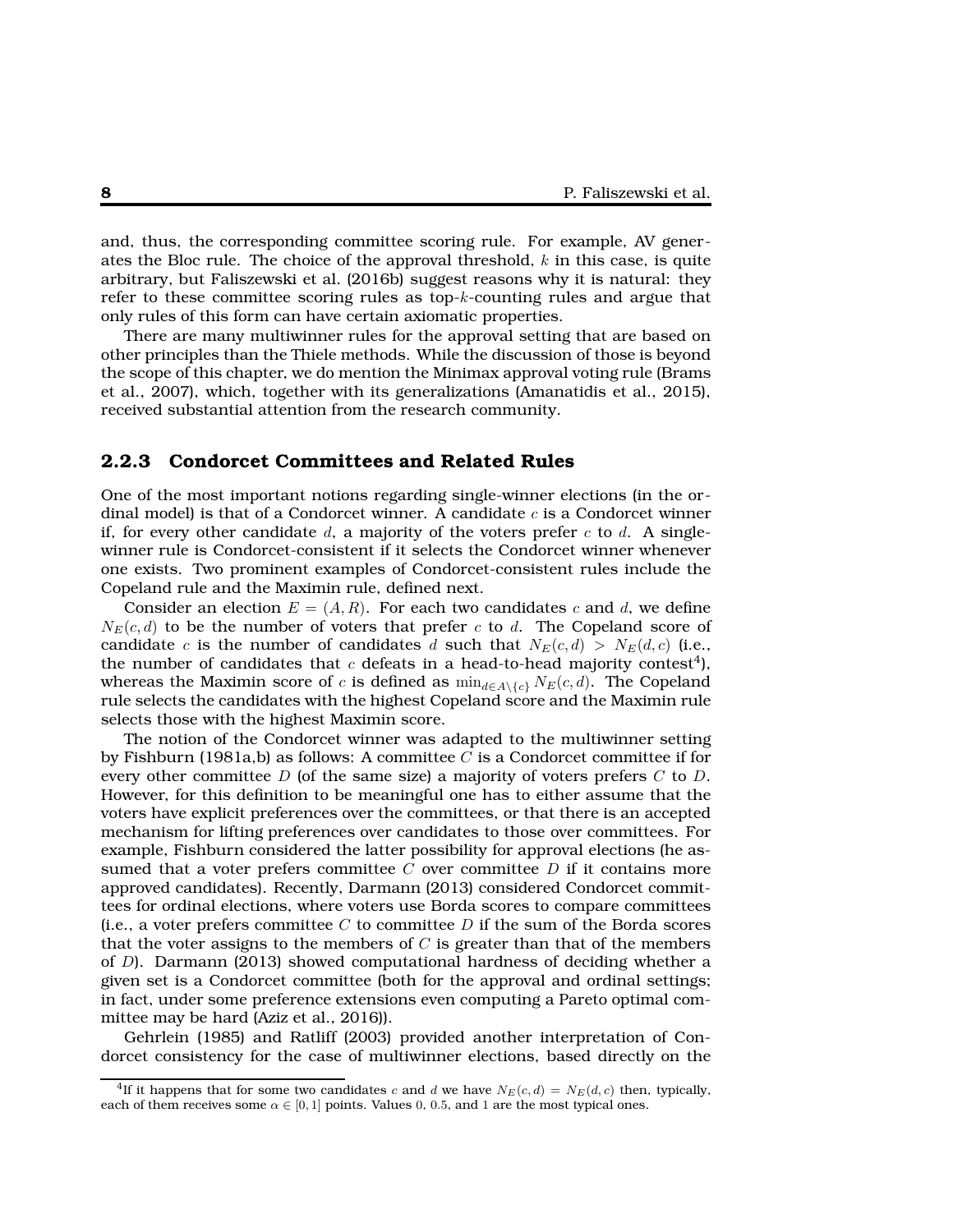and, thus, the corresponding committee scoring rule. For example, AV generates the Bloc rule. The choice of the approval threshold, $k$ in this case, is quite arbitrary, but Faliszewski et al. (2016b) suggest reasons why it is natural: they refer to these committee scoring rules as top-$k$-counting rules and argue that only rules of this form can have certain axiomatic properties.

There are many multiwinner rules for the approval setting that are based on other principles than the Thiele methods. While the discussion of those is beyond the scope of this chapter, we do mention the Minimax approval voting rule (Brams et al., 2007), which, together with its generalizations (Amanatidis et al., 2015), received substantial attention from the research community.

### 2.2.3 Condorcet Committees and Related Rules

One of the most important notions regarding single-winner elections (in the ordinal model) is that of a Condorcet winner. A candidate $c$ is a Condorcet winner if, for every other candidate $d$, a majority of the voters prefer $c$ to $d$. A single-winner rule is Condorcet-consistent if it selects the Condorcet winner whenever one exists. Two prominent examples of Condorcet-consistent rules include the Copeland rule and the Maximin rule, defined next.

Consider an election $E = (A, R)$. For each two candidates $c$ and $d$, we define $N_E(c, d)$ to be the number of voters that prefer $c$ to $d$. The Copeland score of candidate $c$ is the number of candidates $d$ such that $N_E(c, d) > N_E(d, c)$ (i.e., the number of candidates that $c$ defeats in a head-to-head majority contest[4]), whereas the Maximin score of $c$ is defined as $\min_{d \in A \setminus \{c\}} N_E(c, d)$. The Copeland rule selects the candidates with the highest Copeland score and the Maximin rule selects those with the highest Maximin score.

The notion of the Condorcet winner was adapted to the multiwinner setting by Fishburn (1981a,b) as follows: A committee $C$ is a Condorcet committee if for every other committee $D$ (of the same size) a majority of voters prefers $C$ to $D$. However, for this definition to be meaningful one has to either assume that the voters have explicit preferences over the committees, or that there is an accepted mechanism for lifting preferences over candidates to those over committees. For example, Fishburn considered the latter possibility for approval elections (he assumed that a voter prefers committee $C$ over committee $D$ if it contains more approved candidates). Recently, Darmann (2013) considered Condorcet committees for ordinal elections, where voters use Borda scores to compare committees (i.e., a voter prefers committee $C$ to committee $D$ if the sum of the Borda scores that the voter assigns to the members of $C$ is greater than that of the members of $D$). Darmann (2013) showed computational hardness of deciding whether a given set is a Condorcet committee (both for the approval and ordinal settings; in fact, under some preference extensions even computing a Pareto optimal committee may be hard (Aziz et al., 2016)).

Gehrlein (1985) and Ratliff (2003) provided another interpretation of Condorcet consistency for the case of multiwinner elections, based directly on the

[4] If it happens that for some two candidates $c$ and $d$ we have $N_E(c, d) = N_E(d, c)$ then, typically, each of them receives some $\alpha \in [0, 1]$ points. Values 0, 0.5, and 1 are the most typical ones.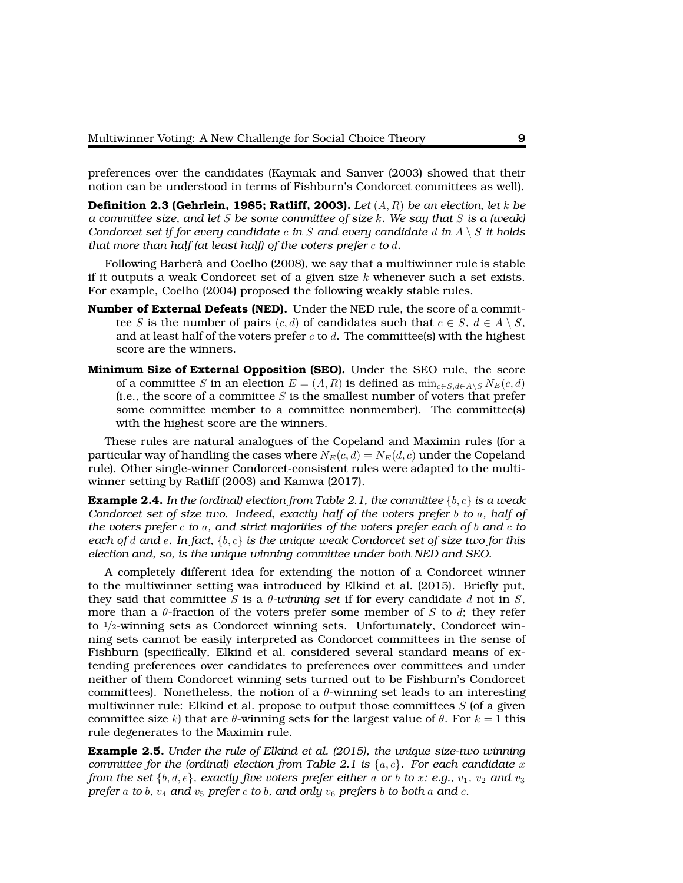preferences over the candidates (Kaymak and Sanver (2003) showed that their notion can be understood in terms of Fishburn's Condorcet committees as well).

**Definition 2.3 (Gehrlein, 1985; Ratliff, 2003).** *Let $(A, R)$ be an election, let $k$ be a committee size, and let $S$ be some committee of size $k$. We say that $S$ is a (weak) Condorcet set if for every candidate $c$ in $S$ and every candidate $d$ in $A \setminus S$ it holds that more than half (at least half) of the voters prefer $c$ to $d$.*

Following Barberà and Coelho (2008), we say that a multiwinner rule is stable if it outputs a weak Condorcet set of a given size $k$ whenever such a set exists. For example, Coelho (2004) proposed the following weakly stable rules.

**Number of External Defeats (NED).** Under the NED rule, the score of a committee $S$ is the number of pairs $(c, d)$ of candidates such that $c \in S$, $d \in A \setminus S$, and at least half of the voters prefer $c$ to $d$. The committee(s) with the highest score are the winners.

**Minimum Size of External Opposition (SEO).** Under the SEO rule, the score of a committee $S$ in an election $E = (A, R)$ is defined as $\min_{c \in S, d \in A \setminus S} N_E(c, d)$ (i.e., the score of a committee $S$ is the smallest number of voters that prefer some committee member to a committee nonmember). The committee(s) with the highest score are the winners.

These rules are natural analogues of the Copeland and Maximin rules (for a particular way of handling the cases where $N_E(c, d) = N_E(d, c)$ under the Copeland rule). Other single-winner Condorcet-consistent rules were adapted to the multiwinner setting by Ratliff (2003) and Kamwa (2017).

**Example 2.4.** *In the (ordinal) election from Table 2.1, the committee $\{b, c\}$ is a weak Condorcet set of size two. Indeed, exactly half of the voters prefer $b$ to $a$, half of the voters prefer $c$ to $a$, and strict majorities of the voters prefer each of $b$ and $c$ to each of $d$ and $e$. In fact, $\{b, c\}$ is the unique weak Condorcet set of size two for this election and, so, is the unique winning committee under both NED and SEO.*

A completely different idea for extending the notion of a Condorcet winner to the multiwinner setting was introduced by Elkind et al. (2015). Briefly put, they said that committee $S$ is a *$\theta$-winning set* if for every candidate $d$ not in $S$, more than a $\theta$-fraction of the voters prefer some member of $S$ to $d$; they refer to $1/2$-winning sets as Condorcet winning sets. Unfortunately, Condorcet winning sets cannot be easily interpreted as Condorcet committees in the sense of Fishburn (specifically, Elkind et al. considered several standard means of extending preferences over candidates to preferences over committees and under neither of them Condorcet winning sets turned out to be Fishburn's Condorcet committees). Nonetheless, the notion of a $\theta$-winning set leads to an interesting multiwinner rule: Elkind et al. propose to output those committees $S$ (of a given committee size $k$) that are $\theta$-winning sets for the largest value of $\theta$. For $k = 1$ this rule degenerates to the Maximin rule.

**Example 2.5.** *Under the rule of Elkind et al. (2015), the unique size-two winning committee for the (ordinal) election from Table 2.1 is $\{a, c\}$. For each candidate $x$ from the set $\{b, d, e\}$, exactly five voters prefer either $a$ or $b$ to $x$; e.g., $v_1$, $v_2$ and $v_3$ prefer $a$ to $b$, $v_4$ and $v_5$ prefer $c$ to $b$, and only $v_6$ prefers $b$ to both $a$ and $c$.*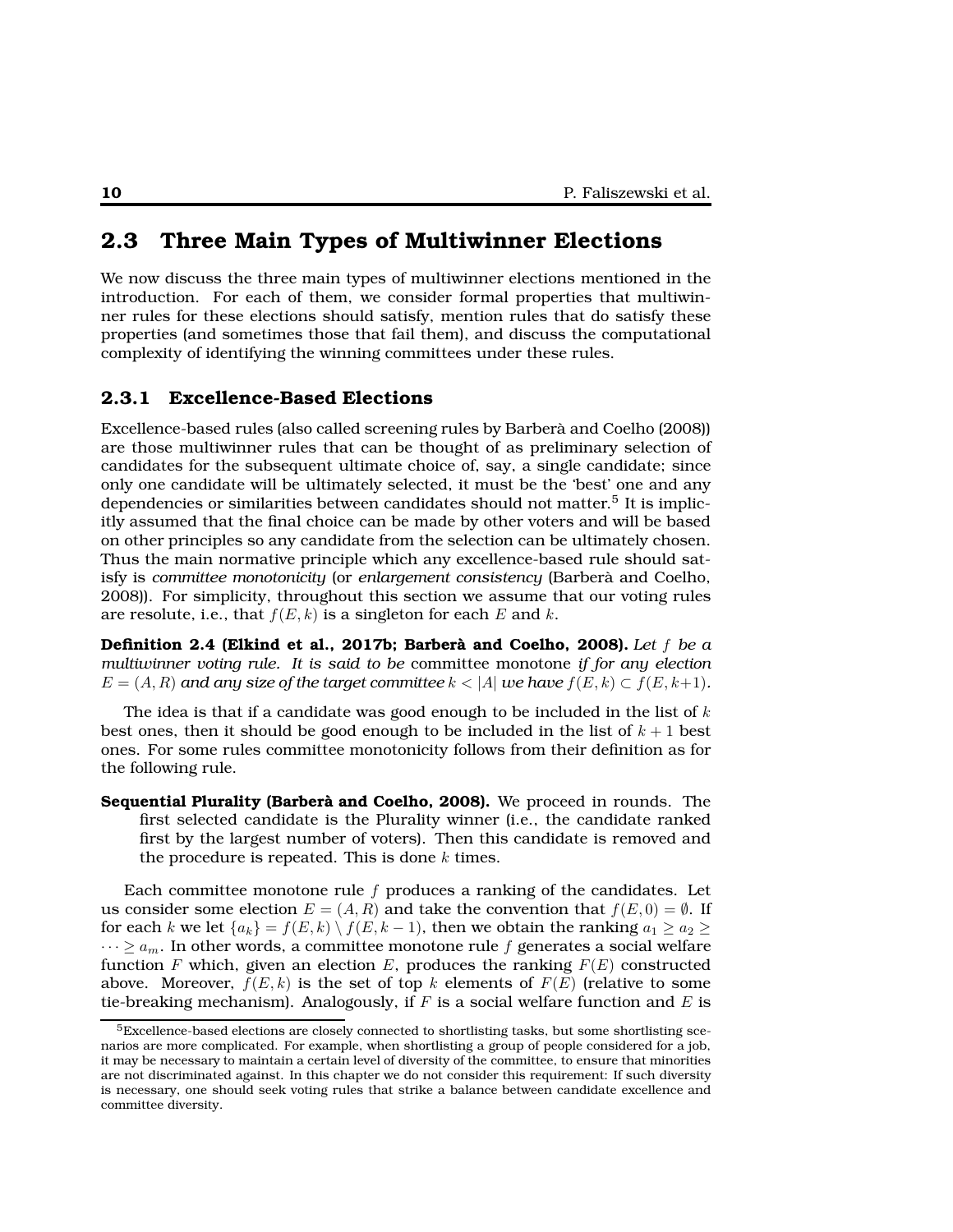## 2.3 Three Main Types of Multiwinner Elections

We now discuss the three main types of multiwinner elections mentioned in the introduction. For each of them, we consider formal properties that multiwinner rules for these elections should satisfy, mention rules that do satisfy these properties (and sometimes those that fail them), and discuss the computational complexity of identifying the winning committees under these rules.

### 2.3.1 Excellence-Based Elections

Excellence-based rules (also called screening rules by Barberà and Coelho (2008)) are those multiwinner rules that can be thought of as preliminary selection of candidates for the subsequent ultimate choice of, say, a single candidate; since only one candidate will be ultimately selected, it must be the 'best' one and any dependencies or similarities between candidates should not matter.[5] It is implicitly assumed that the final choice can be made by other voters and will be based on other principles so any candidate from the selection can be ultimately chosen. Thus the main normative principle which any excellence-based rule should satisfy is *committee monotonicity* (or *enlargement consistency* (Barberà and Coelho, 2008)). For simplicity, throughout this section we assume that our voting rules are resolute, i.e., that $f(E, k)$ is a singleton for each $E$ and $k$.

**Definition 2.4 (Elkind et al., 2017b; Barberà and Coelho, 2008).** *Let $f$ be a multiwinner voting rule. It is said to be* committee monotone *if for any election $E = (A, R)$ and any size of the target committee $k < |A|$ we have $f(E, k) \subset f(E, k+1)$.*

The idea is that if a candidate was good enough to be included in the list of $k$ best ones, then it should be good enough to be included in the list of $k + 1$ best ones. For some rules committee monotonicity follows from their definition as for the following rule.

**Sequential Plurality (Barberà and Coelho, 2008).** We proceed in rounds. The first selected candidate is the Plurality winner (i.e., the candidate ranked first by the largest number of voters). Then this candidate is removed and the procedure is repeated. This is done $k$ times.

Each committee monotone rule $f$ produces a ranking of the candidates. Let us consider some election $E = (A, R)$ and take the convention that $f(E, 0) = \emptyset$. If for each $k$ we let $\{a_k\} = f(E, k) \setminus f(E, k-1)$, then we obtain the ranking $a_1 \geq a_2 \geq \cdots \geq a_m$. In other words, a committee monotone rule $f$ generates a social welfare function $F$ which, given an election $E$, produces the ranking $F(E)$ constructed above. Moreover, $f(E, k)$ is the set of top $k$ elements of $F(E)$ (relative to some tie-breaking mechanism). Analogously, if $F$ is a social welfare function and $E$ is

[5] Excellence-based elections are closely connected to shortlisting tasks, but some shortlisting scenarios are more complicated. For example, when shortlisting a group of people considered for a job, it may be necessary to maintain a certain level of diversity of the committee, to ensure that minorities are not discriminated against. In this chapter we do not consider this requirement: If such diversity is necessary, one should seek voting rules that strike a balance between candidate excellence and committee diversity.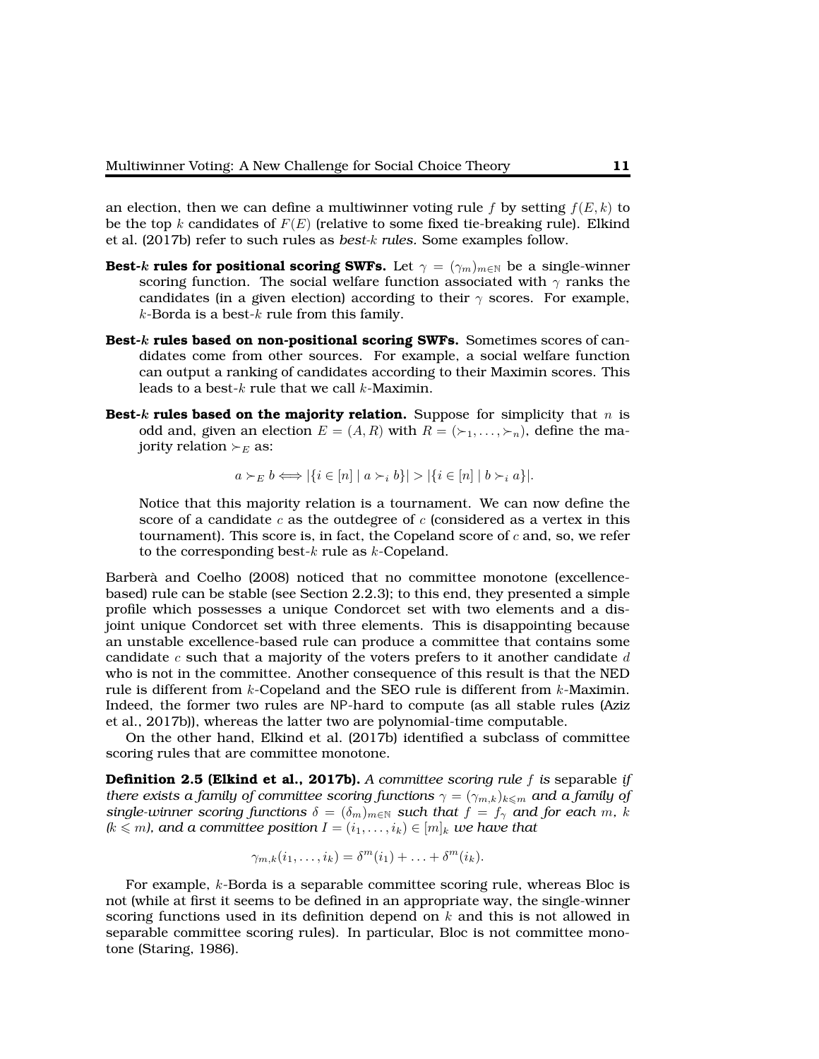an election, then we can define a multiwinner voting rule $f$ by setting $f(E,k)$ to be the top $k$ candidates of $F(E)$ (relative to some fixed tie-breaking rule). Elkind et al. (2017b) refer to such rules as *best-$k$ rules*. Some examples follow.

**Best-$k$ rules for positional scoring SWFs.** Let $\gamma = (\gamma_m)_{m \in \mathbb{N}}$ be a single-winner scoring function. The social welfare function associated with $\gamma$ ranks the candidates (in a given election) according to their $\gamma$ scores. For example, $k$-Borda is a best-$k$ rule from this family.

**Best-$k$ rules based on non-positional scoring SWFs.** Sometimes scores of candidates come from other sources. For example, a social welfare function can output a ranking of candidates according to their Maximin scores. This leads to a best-$k$ rule that we call $k$-Maximin.

**Best-$k$ rules based on the majority relation.** Suppose for simplicity that $n$ is odd and, given an election $E = (A, R)$ with $R = (\succ_1, \ldots, \succ_n)$, define the majority relation $\succ_E$ as:

$$a \succ_E b \iff |\{i \in [n] \mid a \succ_i b\}| > |\{i \in [n] \mid b \succ_i a\}|.$$

Notice that this majority relation is a tournament. We can now define the score of a candidate $c$ as the outdegree of $c$ (considered as a vertex in this tournament). This score is, in fact, the Copeland score of $c$ and, so, we refer to the corresponding best-$k$ rule as $k$-Copeland.

Barberà and Coelho (2008) noticed that no committee monotone (excellence-based) rule can be stable (see Section 2.2.3); to this end, they presented a simple profile which possesses a unique Condorcet set with two elements and a disjoint unique Condorcet set with three elements. This is disappointing because an unstable excellence-based rule can produce a committee that contains some candidate $c$ such that a majority of the voters prefers to it another candidate $d$ who is not in the committee. Another consequence of this result is that the NED rule is different from $k$-Copeland and the SEO rule is different from $k$-Maximin. Indeed, the former two rules are NP-hard to compute (as all stable rules (Aziz et al., 2017b)), whereas the latter two are polynomial-time computable.

On the other hand, Elkind et al. (2017b) identified a subclass of committee scoring rules that are committee monotone.

**Definition 2.5 (Elkind et al., 2017b).** *A committee scoring rule $f$ is* separable *if there exists a family of committee scoring functions $\gamma = (\gamma_{m,k})_{k \leqslant m}$ and a family of single-winner scoring functions $\delta = (\delta_m)_{m \in \mathbb{N}}$ such that $f = f_\gamma$ and for each $m$, $k$ ($k \leqslant m$), and a committee position $I = (i_1, \ldots, i_k) \in [m]_k$ we have that*

$$\gamma_{m,k}(i_1, \ldots, i_k) = \delta^m(i_1) + \ldots + \delta^m(i_k).$$

For example, $k$-Borda is a separable committee scoring rule, whereas Bloc is not (while at first it seems to be defined in an appropriate way, the single-winner scoring functions used in its definition depend on $k$ and this is not allowed in separable committee scoring rules). In particular, Bloc is not committee monotone (Staring, 1986).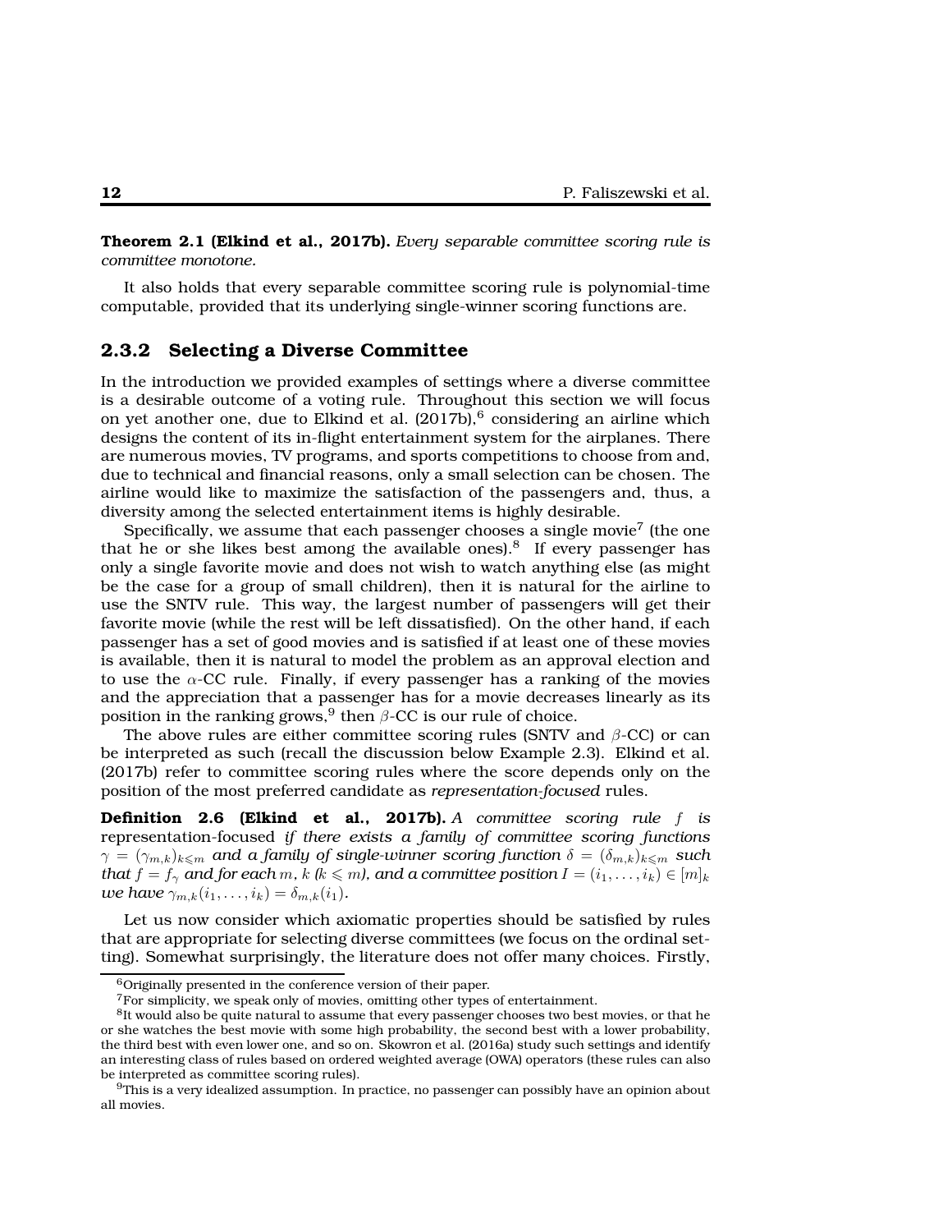**Theorem 2.1 (Elkind et al., 2017b).** *Every separable committee scoring rule is committee monotone.*

It also holds that every separable committee scoring rule is polynomial-time computable, provided that its underlying single-winner scoring functions are.

### 2.3.2 Selecting a Diverse Committee

In the introduction we provided examples of settings where a diverse committee is a desirable outcome of a voting rule. Throughout this section we will focus on yet another one, due to Elkind et al. (2017b),[6] considering an airline which designs the content of its in-flight entertainment system for the airplanes. There are numerous movies, TV programs, and sports competitions to choose from and, due to technical and financial reasons, only a small selection can be chosen. The airline would like to maximize the satisfaction of the passengers and, thus, a diversity among the selected entertainment items is highly desirable.

Specifically, we assume that each passenger chooses a single movie[7] (the one that he or she likes best among the available ones).[8] If every passenger has only a single favorite movie and does not wish to watch anything else (as might be the case for a group of small children), then it is natural for the airline to use the SNTV rule. This way, the largest number of passengers will get their favorite movie (while the rest will be left dissatisfied). On the other hand, if each passenger has a set of good movies and is satisfied if at least one of these movies is available, then it is natural to model the problem as an approval election and to use the $\alpha$-CC rule. Finally, if every passenger has a ranking of the movies and the appreciation that a passenger has for a movie decreases linearly as its position in the ranking grows,[9] then $\beta$-CC is our rule of choice.

The above rules are either committee scoring rules (SNTV and $\beta$-CC) or can be interpreted as such (recall the discussion below Example 2.3). Elkind et al. (2017b) refer to committee scoring rules where the score depends only on the position of the most preferred candidate as *representation-focused* rules.

**Definition 2.6 (Elkind et al., 2017b).** *A committee scoring rule $f$ is* representation-focused *if there exists a family of committee scoring functions $\gamma = (\gamma_{m,k})_{k \leqslant m}$ and a family of single-winner scoring function $\delta = (\delta_{m,k})_{k \leqslant m}$ such that $f = f_\gamma$ and for each $m$, $k$ ($k \leqslant m$), and a committee position $I = (i_1, \ldots, i_k) \in [m]_k$ we have $\gamma_{m,k}(i_1, \ldots, i_k) = \delta_{m,k}(i_1)$.*

Let us now consider which axiomatic properties should be satisfied by rules that are appropriate for selecting diverse committees (we focus on the ordinal setting). Somewhat surprisingly, the literature does not offer many choices. Firstly,

---

[6] Originally presented in the conference version of their paper.

[7] For simplicity, we speak only of movies, omitting other types of entertainment.

[8] It would also be quite natural to assume that every passenger chooses two best movies, or that he or she watches the best movie with some high probability, the second best with a lower probability, the third best with even lower one, and so on. Skowron et al. (2016a) study such settings and identify an interesting class of rules based on ordered weighted average (OWA) operators (these rules can also be interpreted as committee scoring rules).

[9] This is a very idealized assumption. In practice, no passenger can possibly have an opinion about all movies.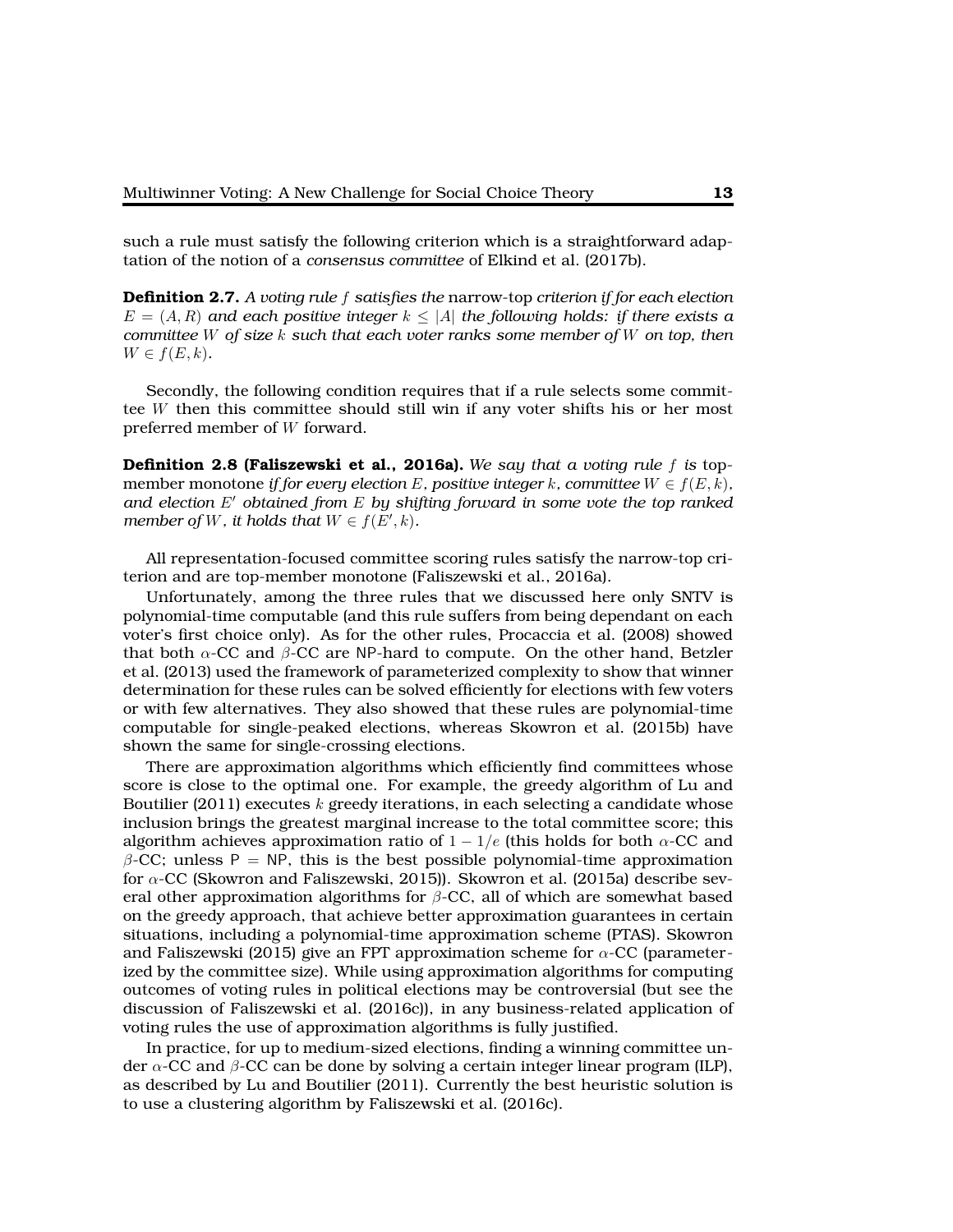such a rule must satisfy the following criterion which is a straightforward adaptation of the notion of a *consensus committee* of Elkind et al. (2017b).

**Definition 2.7.** *A voting rule $f$ satisfies the* narrow-top *criterion if for each election $E = (A, R)$ and each positive integer $k \leq |A|$ the following holds: if there exists a committee $W$ of size $k$ such that each voter ranks some member of $W$ on top, then $W \in f(E, k)$.*

Secondly, the following condition requires that if a rule selects some committee $W$ then this committee should still win if any voter shifts his or her most preferred member of $W$ forward.

**Definition 2.8 (Faliszewski et al., 2016a).** *We say that a voting rule $f$ is* top-member monotone *if for every election $E$, positive integer $k$, committee $W \in f(E, k)$, and election $E'$ obtained from $E$ by shifting forward in some vote the top ranked member of $W$, it holds that $W \in f(E', k)$.*

All representation-focused committee scoring rules satisfy the narrow-top criterion and are top-member monotone (Faliszewski et al., 2016a).

Unfortunately, among the three rules that we discussed here only SNTV is polynomial-time computable (and this rule suffers from being dependant on each voter's first choice only). As for the other rules, Procaccia et al. (2008) showed that both $\alpha$-CC and $\beta$-CC are NP-hard to compute. On the other hand, Betzler et al. (2013) used the framework of parameterized complexity to show that winner determination for these rules can be solved efficiently for elections with few voters or with few alternatives. They also showed that these rules are polynomial-time computable for single-peaked elections, whereas Skowron et al. (2015b) have shown the same for single-crossing elections.

There are approximation algorithms which efficiently find committees whose score is close to the optimal one. For example, the greedy algorithm of Lu and Boutilier (2011) executes $k$ greedy iterations, in each selecting a candidate whose inclusion brings the greatest marginal increase to the total committee score; this algorithm achieves approximation ratio of $1 - 1/e$ (this holds for both $\alpha$-CC and $\beta$-CC; unless $\mathsf{P} = \mathsf{NP}$, this is the best possible polynomial-time approximation for $\alpha$-CC (Skowron and Faliszewski, 2015)). Skowron et al. (2015a) describe several other approximation algorithms for $\beta$-CC, all of which are somewhat based on the greedy approach, that achieve better approximation guarantees in certain situations, including a polynomial-time approximation scheme (PTAS). Skowron and Faliszewski (2015) give an FPT approximation scheme for $\alpha$-CC (parameterized by the committee size). While using approximation algorithms for computing outcomes of voting rules in political elections may be controversial (but see the discussion of Faliszewski et al. (2016c)), in any business-related application of voting rules the use of approximation algorithms is fully justified.

In practice, for up to medium-sized elections, finding a winning committee under $\alpha$-CC and $\beta$-CC can be done by solving a certain integer linear program (ILP), as described by Lu and Boutilier (2011). Currently the best heuristic solution is to use a clustering algorithm by Faliszewski et al. (2016c).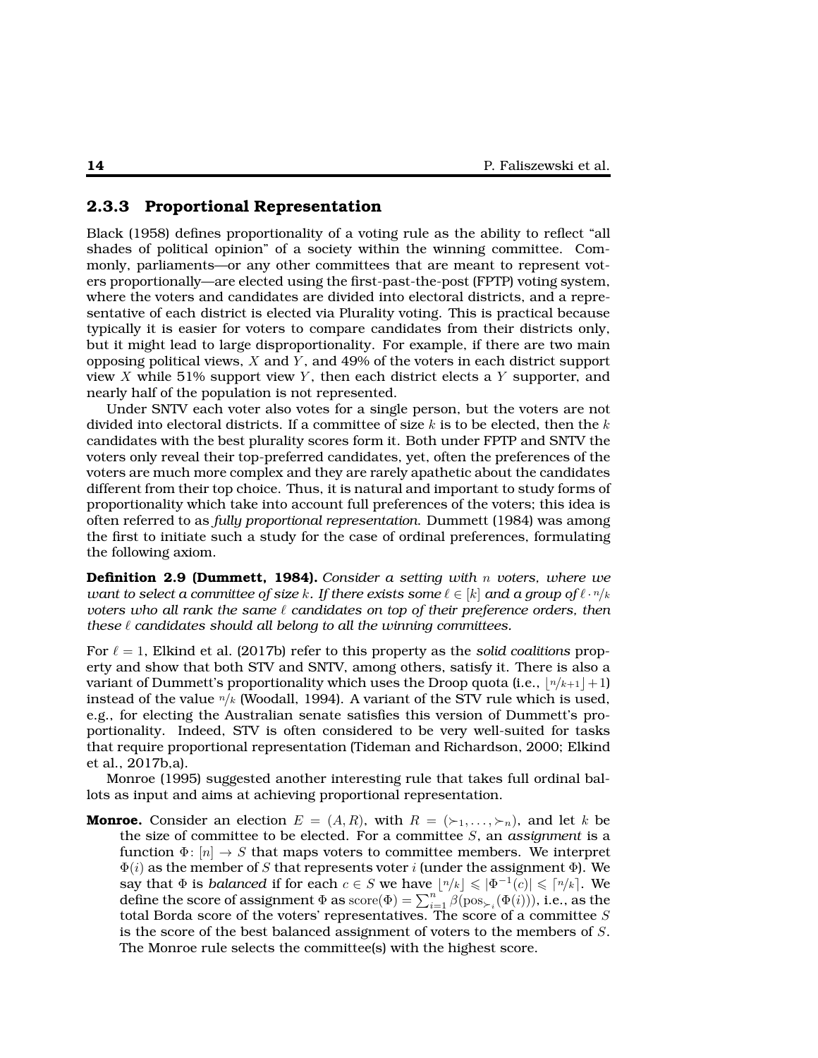### 2.3.3 Proportional Representation

Black (1958) defines proportionality of a voting rule as the ability to reflect "all shades of political opinion" of a society within the winning committee. Commonly, parliaments—or any other committees that are meant to represent voters proportionally—are elected using the first-past-the-post (FPTP) voting system, where the voters and candidates are divided into electoral districts, and a representative of each district is elected via Plurality voting. This is practical because typically it is easier for voters to compare candidates from their districts only, but it might lead to large disproportionality. For example, if there are two main opposing political views, $X$ and $Y$, and 49% of the voters in each district support view $X$ while 51% support view $Y$, then each district elects a $Y$ supporter, and nearly half of the population is not represented.

Under SNTV each voter also votes for a single person, but the voters are not divided into electoral districts. If a committee of size $k$ is to be elected, then the $k$ candidates with the best plurality scores form it. Both under FPTP and SNTV the voters only reveal their top-preferred candidates, yet, often the preferences of the voters are much more complex and they are rarely apathetic about the candidates different from their top choice. Thus, it is natural and important to study forms of proportionality which take into account full preferences of the voters; this idea is often referred to as *fully proportional representation*. Dummett (1984) was among the first to initiate such a study for the case of ordinal preferences, formulating the following axiom.

**Definition 2.9 (Dummett, 1984).** *Consider a setting with $n$ voters, where we want to select a committee of size $k$. If there exists some $\ell \in [k]$ and a group of $\ell \cdot n/k$ voters who all rank the same $\ell$ candidates on top of their preference orders, then these $\ell$ candidates should all belong to all the winning committees.*

For $\ell = 1$, Elkind et al. (2017b) refer to this property as the *solid coalitions* property and show that both STV and SNTV, among others, satisfy it. There is also a variant of Dummett's proportionality which uses the Droop quota (i.e., $\lfloor n/k+1 \rfloor + 1$) instead of the value $n/k$ (Woodall, 1994). A variant of the STV rule which is used, e.g., for electing the Australian senate satisfies this version of Dummett's proportionality. Indeed, STV is often considered to be very well-suited for tasks that require proportional representation (Tideman and Richardson, 2000; Elkind et al., 2017b,a).

Monroe (1995) suggested another interesting rule that takes full ordinal ballots as input and aims at achieving proportional representation.

**Monroe.** Consider an election $E = (A, R)$, with $R = (\succ_1, \dots, \succ_n)$, and let $k$ be the size of committee to be elected. For a committee $S$, an *assignment* is a function $\Phi\colon [n] \to S$ that maps voters to committee members. We interpret $\Phi(i)$ as the member of $S$ that represents voter $i$ (under the assignment $\Phi$). We say that $\Phi$ is *balanced* if for each $c \in S$ we have $\lfloor n/k \rfloor \leqslant |\Phi^{-1}(c)| \leqslant \lceil n/k \rceil$. We define the score of assignment $\Phi$ as $\mathrm{score}(\Phi) = \sum_{i=1}^{n} \beta(\mathrm{pos}_{\succ_i}(\Phi(i)))$, i.e., as the total Borda score of the voters' representatives. The score of a committee $S$ is the score of the best balanced assignment of voters to the members of $S$. The Monroe rule selects the committee(s) with the highest score.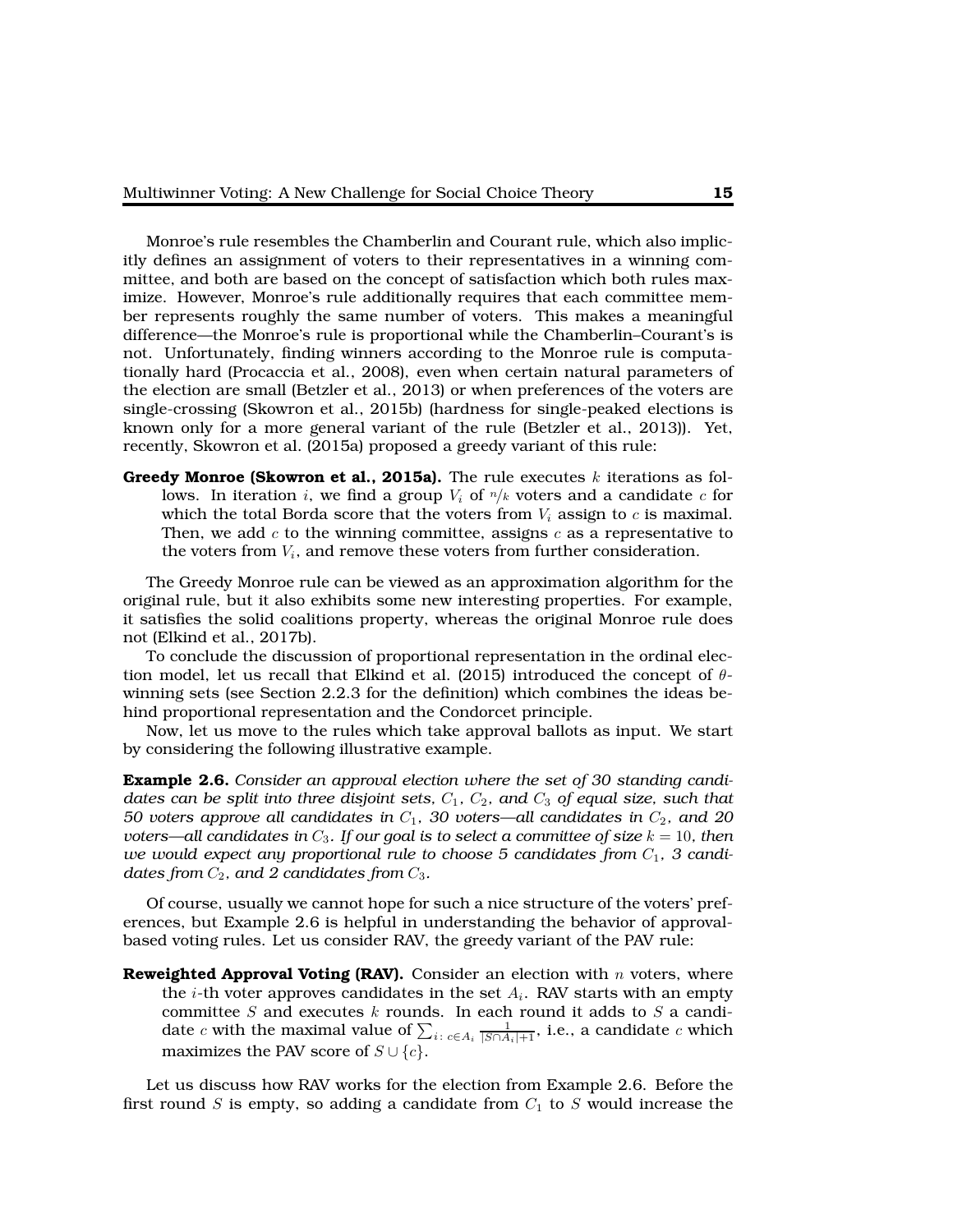Monroe's rule resembles the Chamberlin and Courant rule, which also implicitly defines an assignment of voters to their representatives in a winning committee, and both are based on the concept of satisfaction which both rules maximize. However, Monroe's rule additionally requires that each committee member represents roughly the same number of voters. This makes a meaningful difference—the Monroe's rule is proportional while the Chamberlin–Courant's is not. Unfortunately, finding winners according to the Monroe rule is computationally hard (Procaccia et al., 2008), even when certain natural parameters of the election are small (Betzler et al., 2013) or when preferences of the voters are single-crossing (Skowron et al., 2015b) (hardness for single-peaked elections is known only for a more general variant of the rule (Betzler et al., 2013)). Yet, recently, Skowron et al. (2015a) proposed a greedy variant of this rule:

**Greedy Monroe (Skowron et al., 2015a).** The rule executes $k$ iterations as follows. In iteration $i$, we find a group $V_i$ of $n/k$ voters and a candidate $c$ for which the total Borda score that the voters from $V_i$ assign to $c$ is maximal. Then, we add $c$ to the winning committee, assigns $c$ as a representative to the voters from $V_i$, and remove these voters from further consideration.

The Greedy Monroe rule can be viewed as an approximation algorithm for the original rule, but it also exhibits some new interesting properties. For example, it satisfies the solid coalitions property, whereas the original Monroe rule does not (Elkind et al., 2017b).

To conclude the discussion of proportional representation in the ordinal election model, let us recall that Elkind et al. (2015) introduced the concept of $\theta$-winning sets (see Section 2.2.3 for the definition) which combines the ideas behind proportional representation and the Condorcet principle.

Now, let us move to the rules which take approval ballots as input. We start by considering the following illustrative example.

**Example 2.6.** *Consider an approval election where the set of 30 standing candidates can be split into three disjoint sets, $C_1$, $C_2$, and $C_3$ of equal size, such that 50 voters approve all candidates in $C_1$, 30 voters—all candidates in $C_2$, and 20 voters—all candidates in $C_3$. If our goal is to select a committee of size $k = 10$, then we would expect any proportional rule to choose 5 candidates from $C_1$, 3 candidates from $C_2$, and 2 candidates from $C_3$.*

Of course, usually we cannot hope for such a nice structure of the voters' preferences, but Example 2.6 is helpful in understanding the behavior of approval-based voting rules. Let us consider RAV, the greedy variant of the PAV rule:

**Reweighted Approval Voting (RAV).** Consider an election with $n$ voters, where the $i$-th voter approves candidates in the set $A_i$. RAV starts with an empty committee $S$ and executes $k$ rounds. In each round it adds to $S$ a candidate $c$ with the maximal value of $\sum_{i\colon c \in A_i} \frac{1}{|S \cap A_i|+1}$, i.e., a candidate $c$ which maximizes the PAV score of $S \cup \{c\}$.

Let us discuss how RAV works for the election from Example 2.6. Before the first round $S$ is empty, so adding a candidate from $C_1$ to $S$ would increase the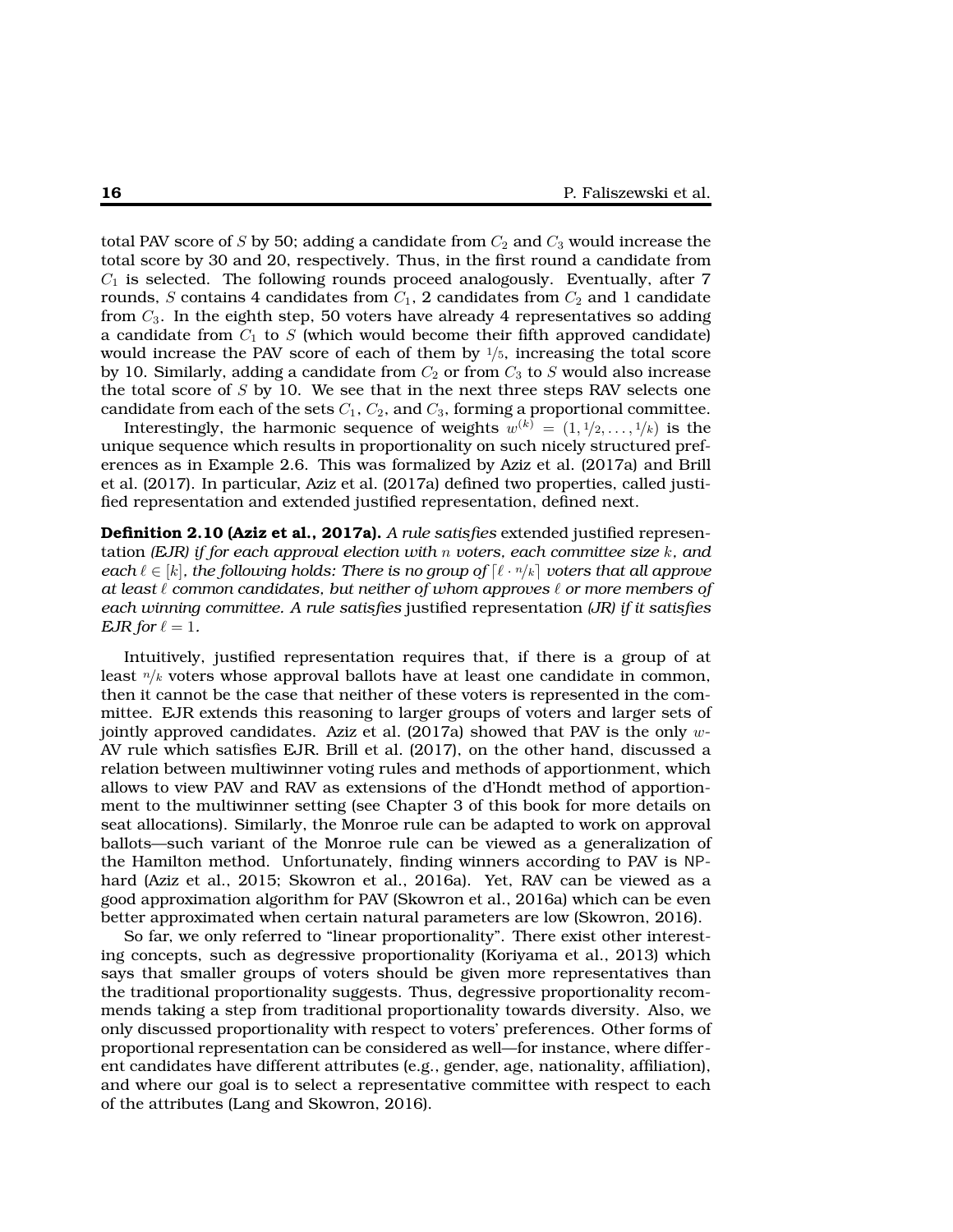total PAV score of $S$ by 50; adding a candidate from $C_2$ and $C_3$ would increase the total score by 30 and 20, respectively. Thus, in the first round a candidate from $C_1$ is selected. The following rounds proceed analogously. Eventually, after 7 rounds, $S$ contains 4 candidates from $C_1$, 2 candidates from $C_2$ and 1 candidate from $C_3$. In the eighth step, 50 voters have already 4 representatives so adding a candidate from $C_1$ to $S$ (which would become their fifth approved candidate) would increase the PAV score of each of them by $1/5$, increasing the total score by 10. Similarly, adding a candidate from $C_2$ or from $C_3$ to $S$ would also increase the total score of $S$ by 10. We see that in the next three steps RAV selects one candidate from each of the sets $C_1$, $C_2$, and $C_3$, forming a proportional committee.

Interestingly, the harmonic sequence of weights $w^{(k)} = (1, 1/2, \dots, 1/k)$ is the unique sequence which results in proportionality on such nicely structured preferences as in Example 2.6. This was formalized by Aziz et al. (2017a) and Brill et al. (2017). In particular, Aziz et al. (2017a) defined two properties, called justified representation and extended justified representation, defined next.

**Definition 2.10 (Aziz et al., 2017a).** *A rule satisfies* extended justified representation *(EJR) if for each approval election with $n$ voters, each committee size $k$, and each $\ell \in [k]$, the following holds: There is no group of $\lceil \ell \cdot n/k \rceil$ voters that all approve at least $\ell$ common candidates, but neither of whom approves $\ell$ or more members of each winning committee. A rule satisfies* justified representation *(JR) if it satisfies EJR for $\ell = 1$.*

Intuitively, justified representation requires that, if there is a group of at least $n/k$ voters whose approval ballots have at least one candidate in common, then it cannot be the case that neither of these voters is represented in the committee. EJR extends this reasoning to larger groups of voters and larger sets of jointly approved candidates. Aziz et al. (2017a) showed that PAV is the only $w$-AV rule which satisfies EJR. Brill et al. (2017), on the other hand, discussed a relation between multiwinner voting rules and methods of apportionment, which allows to view PAV and RAV as extensions of the d'Hondt method of apportionment to the multiwinner setting (see Chapter 3 of this book for more details on seat allocations). Similarly, the Monroe rule can be adapted to work on approval ballots—such variant of the Monroe rule can be viewed as a generalization of the Hamilton method. Unfortunately, finding winners according to PAV is NP-hard (Aziz et al., 2015; Skowron et al., 2016a). Yet, RAV can be viewed as a good approximation algorithm for PAV (Skowron et al., 2016a) which can be even better approximated when certain natural parameters are low (Skowron, 2016).

So far, we only referred to "linear proportionality". There exist other interesting concepts, such as degressive proportionality (Koriyama et al., 2013) which says that smaller groups of voters should be given more representatives than the traditional proportionality suggests. Thus, degressive proportionality recommends taking a step from traditional proportionality towards diversity. Also, we only discussed proportionality with respect to voters' preferences. Other forms of proportional representation can be considered as well—for instance, where different candidates have different attributes (e.g., gender, age, nationality, affiliation), and where our goal is to select a representative committee with respect to each of the attributes (Lang and Skowron, 2016).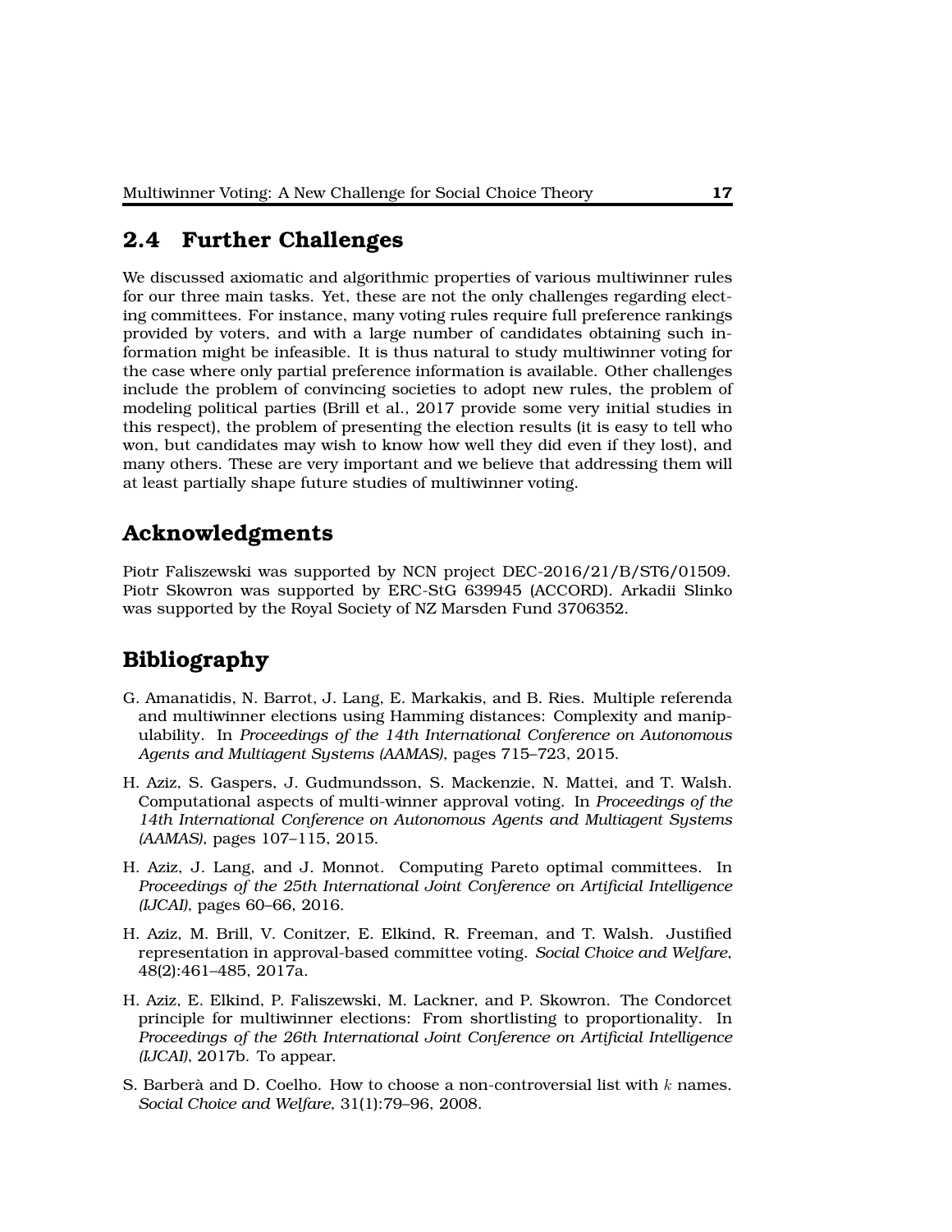## 2.4 Further Challenges

We discussed axiomatic and algorithmic properties of various multiwinner rules for our three main tasks. Yet, these are not the only challenges regarding electing committees. For instance, many voting rules require full preference rankings provided by voters, and with a large number of candidates obtaining such information might be infeasible. It is thus natural to study multiwinner voting for the case where only partial preference information is available. Other challenges include the problem of convincing societies to adopt new rules, the problem of modeling political parties (Brill et al., 2017 provide some very initial studies in this respect), the problem of presenting the election results (it is easy to tell who won, but candidates may wish to know how well they did even if they lost), and many others. These are very important and we believe that addressing them will at least partially shape future studies of multiwinner voting.

## Acknowledgments

Piotr Faliszewski was supported by NCN project DEC-2016/21/B/ST6/01509. Piotr Skowron was supported by ERC-StG 639945 (ACCORD). Arkadii Slinko was supported by the Royal Society of NZ Marsden Fund 3706352.

## Bibliography

G. Amanatidis, N. Barrot, J. Lang, E. Markakis, and B. Ries. Multiple referenda and multiwinner elections using Hamming distances: Complexity and manipulability. In *Proceedings of the 14th International Conference on Autonomous Agents and Multiagent Systems (AAMAS)*, pages 715–723, 2015.

H. Aziz, S. Gaspers, J. Gudmundsson, S. Mackenzie, N. Mattei, and T. Walsh. Computational aspects of multi-winner approval voting. In *Proceedings of the 14th International Conference on Autonomous Agents and Multiagent Systems (AAMAS)*, pages 107–115, 2015.

H. Aziz, J. Lang, and J. Monnot. Computing Pareto optimal committees. In *Proceedings of the 25th International Joint Conference on Artificial Intelligence (IJCAI)*, pages 60–66, 2016.

H. Aziz, M. Brill, V. Conitzer, E. Elkind, R. Freeman, and T. Walsh. Justified representation in approval-based committee voting. *Social Choice and Welfare*, 48(2):461–485, 2017a.

H. Aziz, E. Elkind, P. Faliszewski, M. Lackner, and P. Skowron. The Condorcet principle for multiwinner elections: From shortlisting to proportionality. In *Proceedings of the 26th International Joint Conference on Artificial Intelligence (IJCAI)*, 2017b. To appear.

S. Barberà and D. Coelho. How to choose a non-controversial list with $k$ names. *Social Choice and Welfare*, 31(1):79–96, 2008.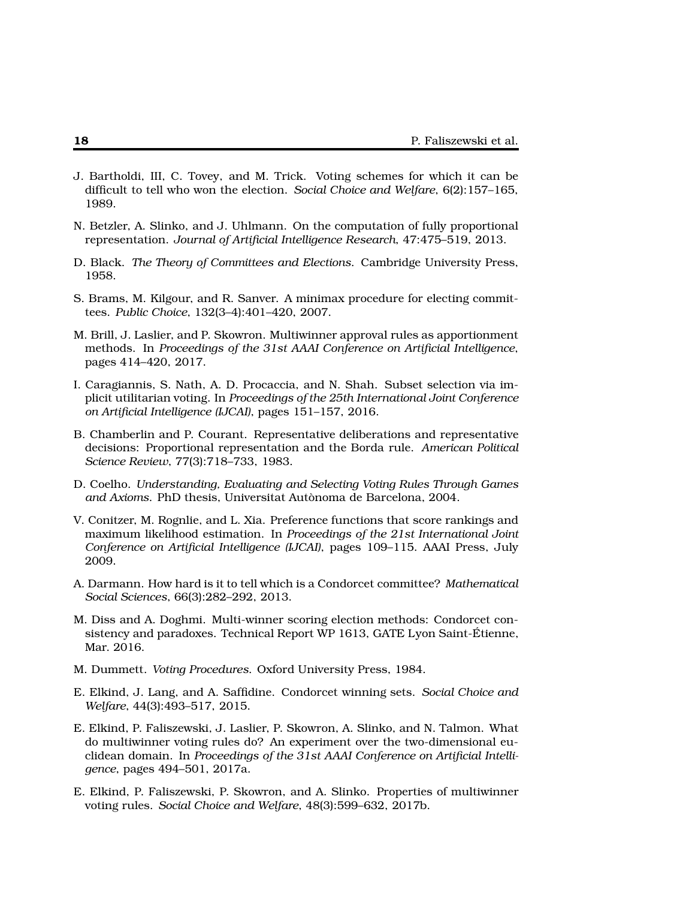J. Bartholdi, III, C. Tovey, and M. Trick. Voting schemes for which it can be difficult to tell who won the election. *Social Choice and Welfare*, 6(2):157–165, 1989.

N. Betzler, A. Slinko, and J. Uhlmann. On the computation of fully proportional representation. *Journal of Artificial Intelligence Research*, 47:475–519, 2013.

D. Black. *The Theory of Committees and Elections*. Cambridge University Press, 1958.

S. Brams, M. Kilgour, and R. Sanver. A minimax procedure for electing committees. *Public Choice*, 132(3–4):401–420, 2007.

M. Brill, J. Laslier, and P. Skowron. Multiwinner approval rules as apportionment methods. In *Proceedings of the 31st AAAI Conference on Artificial Intelligence*, pages 414–420, 2017.

I. Caragiannis, S. Nath, A. D. Procaccia, and N. Shah. Subset selection via implicit utilitarian voting. In *Proceedings of the 25th International Joint Conference on Artificial Intelligence (IJCAI)*, pages 151–157, 2016.

B. Chamberlin and P. Courant. Representative deliberations and representative decisions: Proportional representation and the Borda rule. *American Political Science Review*, 77(3):718–733, 1983.

D. Coelho. *Understanding, Evaluating and Selecting Voting Rules Through Games and Axioms*. PhD thesis, Universitat Autònoma de Barcelona, 2004.

V. Conitzer, M. Rognlie, and L. Xia. Preference functions that score rankings and maximum likelihood estimation. In *Proceedings of the 21st International Joint Conference on Artificial Intelligence (IJCAI)*, pages 109–115. AAAI Press, July 2009.

A. Darmann. How hard is it to tell which is a Condorcet committee? *Mathematical Social Sciences*, 66(3):282–292, 2013.

M. Diss and A. Doghmi. Multi-winner scoring election methods: Condorcet consistency and paradoxes. Technical Report WP 1613, GATE Lyon Saint-Étienne, Mar. 2016.

M. Dummett. *Voting Procedures*. Oxford University Press, 1984.

E. Elkind, J. Lang, and A. Saffidine. Condorcet winning sets. *Social Choice and Welfare*, 44(3):493–517, 2015.

E. Elkind, P. Faliszewski, J. Laslier, P. Skowron, A. Slinko, and N. Talmon. What do multiwinner voting rules do? An experiment over the two-dimensional euclidean domain. In *Proceedings of the 31st AAAI Conference on Artificial Intelligence*, pages 494–501, 2017a.

E. Elkind, P. Faliszewski, P. Skowron, and A. Slinko. Properties of multiwinner voting rules. *Social Choice and Welfare*, 48(3):599–632, 2017b.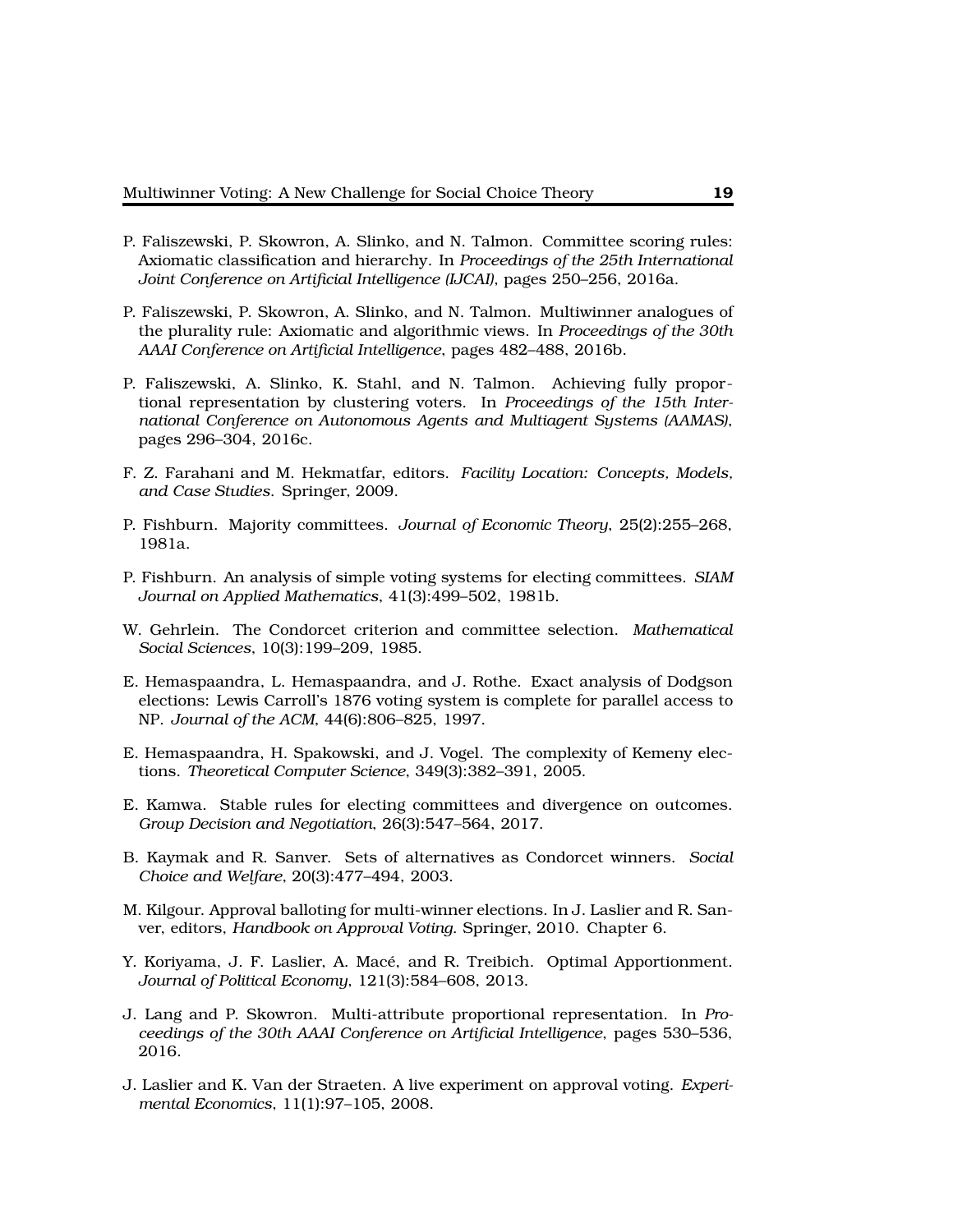P. Faliszewski, P. Skowron, A. Slinko, and N. Talmon. Committee scoring rules: Axiomatic classification and hierarchy. In *Proceedings of the 25th International Joint Conference on Artificial Intelligence (IJCAI)*, pages 250–256, 2016a.

P. Faliszewski, P. Skowron, A. Slinko, and N. Talmon. Multiwinner analogues of the plurality rule: Axiomatic and algorithmic views. In *Proceedings of the 30th AAAI Conference on Artificial Intelligence*, pages 482–488, 2016b.

P. Faliszewski, A. Slinko, K. Stahl, and N. Talmon. Achieving fully proportional representation by clustering voters. In *Proceedings of the 15th International Conference on Autonomous Agents and Multiagent Systems (AAMAS)*, pages 296–304, 2016c.

F. Z. Farahani and M. Hekmatfar, editors. *Facility Location: Concepts, Models, and Case Studies*. Springer, 2009.

P. Fishburn. Majority committees. *Journal of Economic Theory*, 25(2):255–268, 1981a.

P. Fishburn. An analysis of simple voting systems for electing committees. *SIAM Journal on Applied Mathematics*, 41(3):499–502, 1981b.

W. Gehrlein. The Condorcet criterion and committee selection. *Mathematical Social Sciences*, 10(3):199–209, 1985.

E. Hemaspaandra, L. Hemaspaandra, and J. Rothe. Exact analysis of Dodgson elections: Lewis Carroll's 1876 voting system is complete for parallel access to NP. *Journal of the ACM*, 44(6):806–825, 1997.

E. Hemaspaandra, H. Spakowski, and J. Vogel. The complexity of Kemeny elections. *Theoretical Computer Science*, 349(3):382–391, 2005.

E. Kamwa. Stable rules for electing committees and divergence on outcomes. *Group Decision and Negotiation*, 26(3):547–564, 2017.

B. Kaymak and R. Sanver. Sets of alternatives as Condorcet winners. *Social Choice and Welfare*, 20(3):477–494, 2003.

M. Kilgour. Approval balloting for multi-winner elections. In J. Laslier and R. Sanver, editors, *Handbook on Approval Voting*. Springer, 2010. Chapter 6.

Y. Koriyama, J. F. Laslier, A. Macé, and R. Treibich. Optimal Apportionment. *Journal of Political Economy*, 121(3):584–608, 2013.

J. Lang and P. Skowron. Multi-attribute proportional representation. In *Proceedings of the 30th AAAI Conference on Artificial Intelligence*, pages 530–536, 2016.

J. Laslier and K. Van der Straeten. A live experiment on approval voting. *Experimental Economics*, 11(1):97–105, 2008.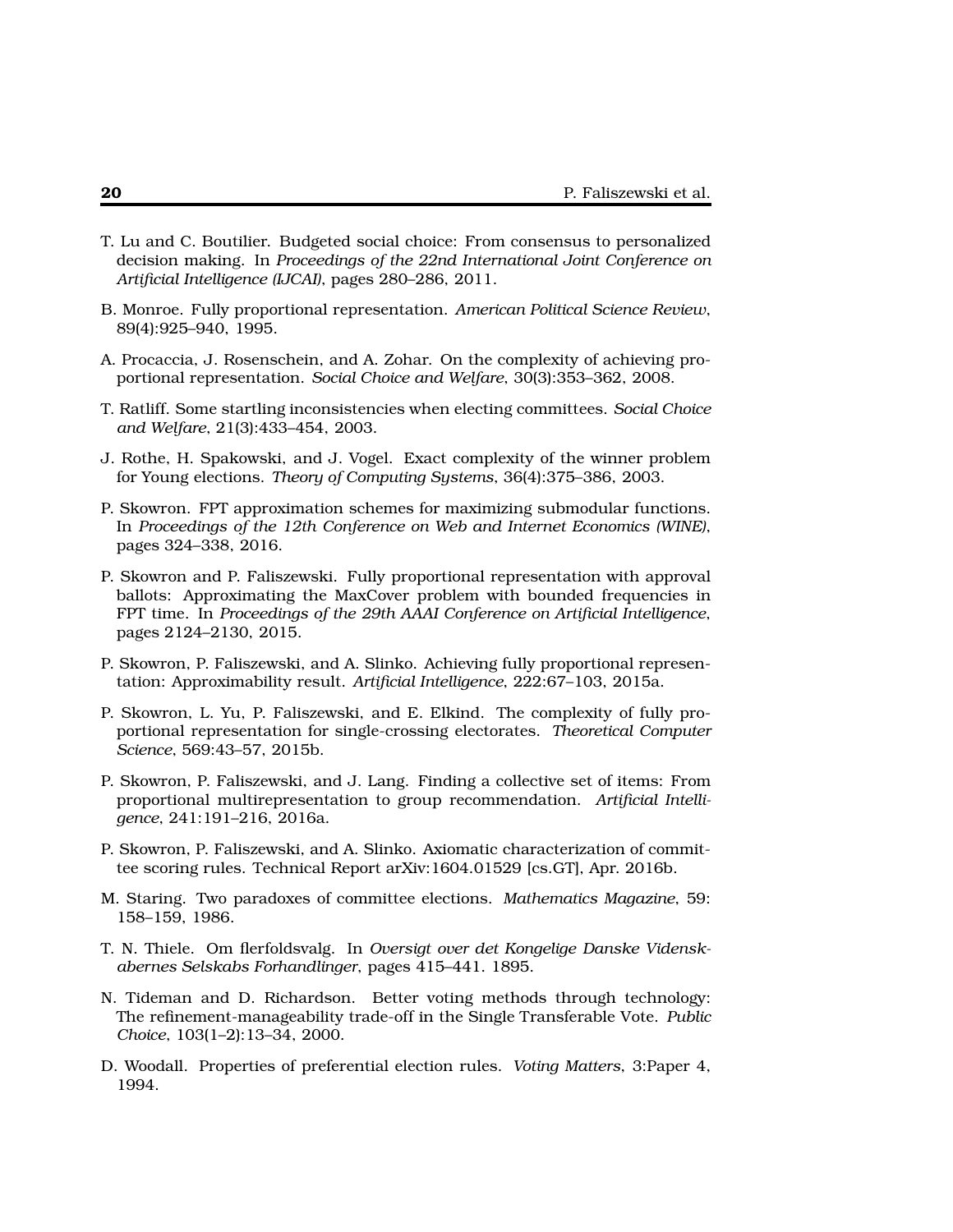T. Lu and C. Boutilier. Budgeted social choice: From consensus to personalized decision making. In *Proceedings of the 22nd International Joint Conference on Artificial Intelligence (IJCAI)*, pages 280–286, 2011.

B. Monroe. Fully proportional representation. *American Political Science Review*, 89(4):925–940, 1995.

A. Procaccia, J. Rosenschein, and A. Zohar. On the complexity of achieving proportional representation. *Social Choice and Welfare*, 30(3):353–362, 2008.

T. Ratliff. Some startling inconsistencies when electing committees. *Social Choice and Welfare*, 21(3):433–454, 2003.

J. Rothe, H. Spakowski, and J. Vogel. Exact complexity of the winner problem for Young elections. *Theory of Computing Systems*, 36(4):375–386, 2003.

P. Skowron. FPT approximation schemes for maximizing submodular functions. In *Proceedings of the 12th Conference on Web and Internet Economics (WINE)*, pages 324–338, 2016.

P. Skowron and P. Faliszewski. Fully proportional representation with approval ballots: Approximating the MaxCover problem with bounded frequencies in FPT time. In *Proceedings of the 29th AAAI Conference on Artificial Intelligence*, pages 2124–2130, 2015.

P. Skowron, P. Faliszewski, and A. Slinko. Achieving fully proportional representation: Approximability result. *Artificial Intelligence*, 222:67–103, 2015a.

P. Skowron, L. Yu, P. Faliszewski, and E. Elkind. The complexity of fully proportional representation for single-crossing electorates. *Theoretical Computer Science*, 569:43–57, 2015b.

P. Skowron, P. Faliszewski, and J. Lang. Finding a collective set of items: From proportional multirepresentation to group recommendation. *Artificial Intelligence*, 241:191–216, 2016a.

P. Skowron, P. Faliszewski, and A. Slinko. Axiomatic characterization of committee scoring rules. Technical Report arXiv:1604.01529 [cs.GT], Apr. 2016b.

M. Staring. Two paradoxes of committee elections. *Mathematics Magazine*, 59: 158–159, 1986.

T. N. Thiele. Om flerfoldsvalg. In *Oversigt over det Kongelige Danske Videnskabernes Selskabs Forhandlinger*, pages 415–441. 1895.

N. Tideman and D. Richardson. Better voting methods through technology: The refinement-manageability trade-off in the Single Transferable Vote. *Public Choice*, 103(1–2):13–34, 2000.

D. Woodall. Properties of preferential election rules. *Voting Matters*, 3:Paper 4, 1994.